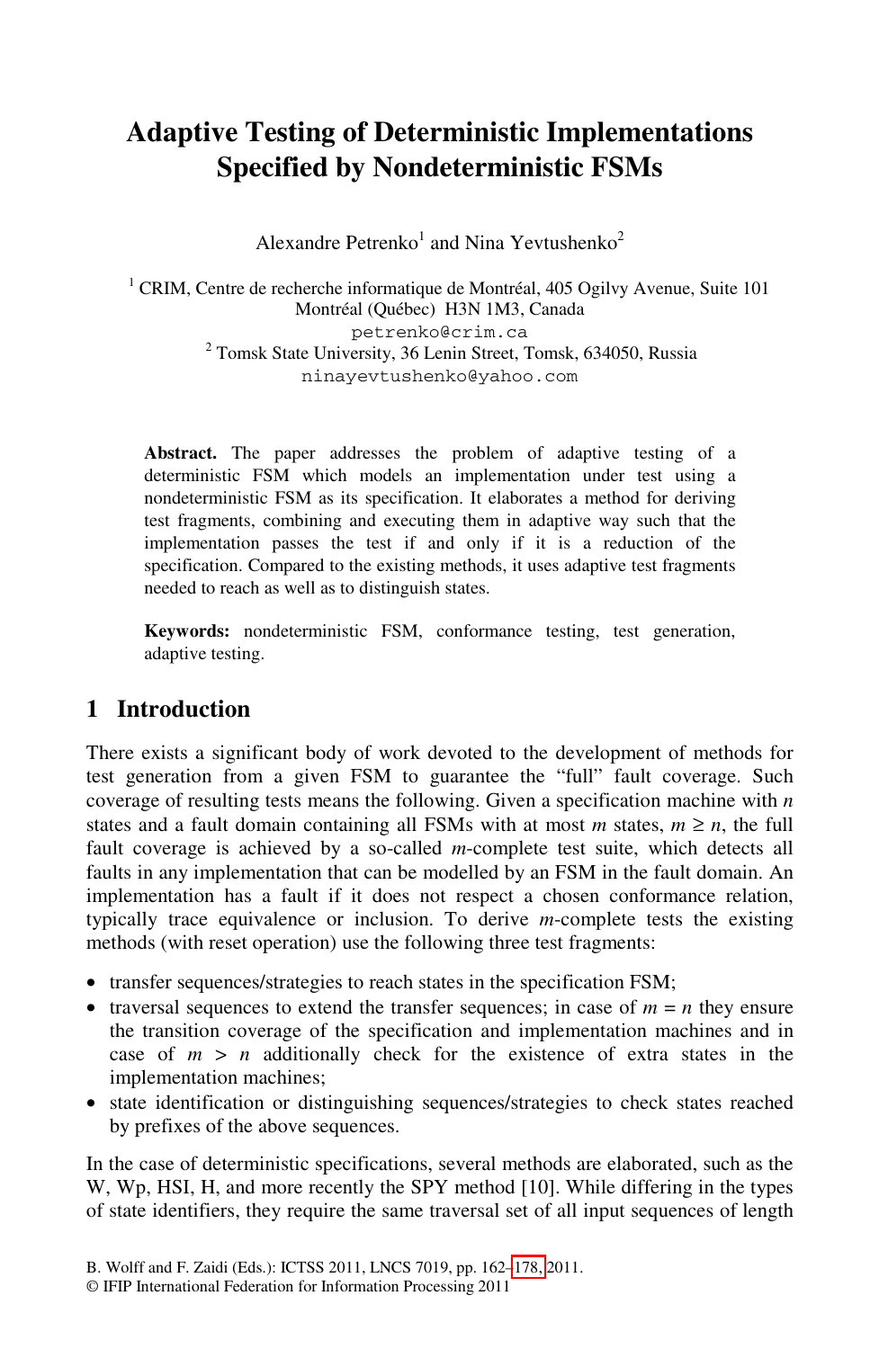# Adaptive Testing of Deterministic Implementations Specified by Nondeterministic FSMs

Alexandre Petrenko[1] and Nina Yevtushenko[2]

[1] CRIM, Centre de recherche informatique de Montréal, 405 Ogilvy Avenue, Suite 101 Montréal (Québec) H3N 1M3, Canada
petrenko@crim.ca
[2] Tomsk State University, 36 Lenin Street, Tomsk, 634050, Russia
ninayevtushenko@yahoo.com

**Abstract.** The paper addresses the problem of adaptive testing of a deterministic FSM which models an implementation under test using a nondeterministic FSM as its specification. It elaborates a method for deriving test fragments, combining and executing them in adaptive way such that the implementation passes the test if and only if it is a reduction of the specification. Compared to the existing methods, it uses adaptive test fragments needed to reach as well as to distinguish states.

**Keywords:** nondeterministic FSM, conformance testing, test generation, adaptive testing.

## 1 Introduction

There exists a significant body of work devoted to the development of methods for test generation from a given FSM to guarantee the "full" fault coverage. Such coverage of resulting tests means the following. Given a specification machine with $n$ states and a fault domain containing all FSMs with at most $m$ states, $m \geq n$, the full fault coverage is achieved by a so-called $m$-complete test suite, which detects all faults in any implementation that can be modelled by an FSM in the fault domain. An implementation has a fault if it does not respect a chosen conformance relation, typically trace equivalence or inclusion. To derive $m$-complete tests the existing methods (with reset operation) use the following three test fragments:

- transfer sequences/strategies to reach states in the specification FSM;
- traversal sequences to extend the transfer sequences; in case of $m = n$ they ensure the transition coverage of the specification and implementation machines and in case of $m > n$ additionally check for the existence of extra states in the implementation machines;
- state identification or distinguishing sequences/strategies to check states reached by prefixes of the above sequences.

In the case of deterministic specifications, several methods are elaborated, such as the W, Wp, HSI, H, and more recently the SPY method [10]. While differing in the types of state identifiers, they require the same traversal set of all input sequences of length

B. Wolff and F. Zaidi (Eds.): ICTSS 2011, LNCS 7019, pp. 162–178, 2011.
© IFIP International Federation for Information Processing 2011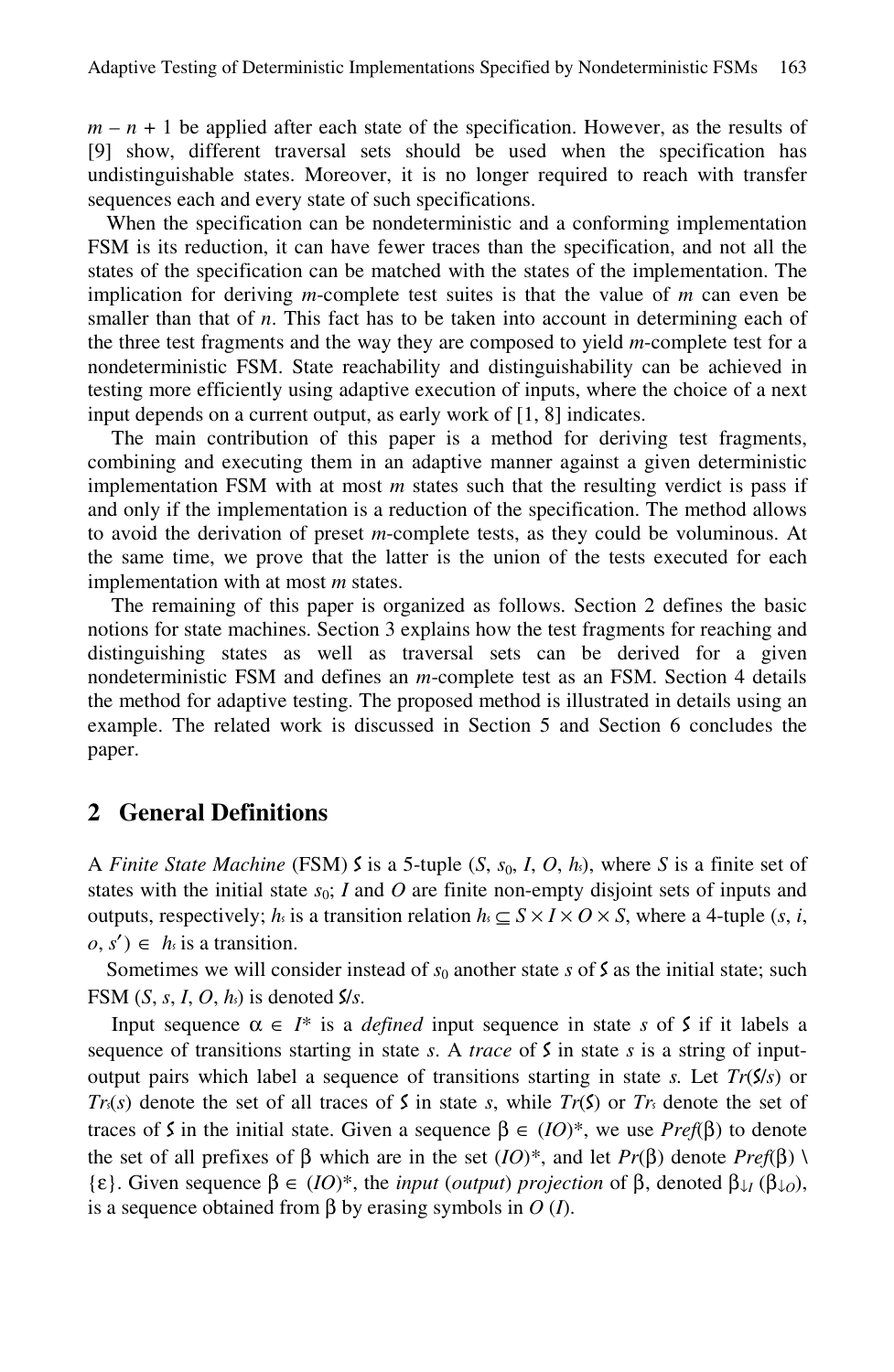$m - n + 1$ be applied after each state of the specification. However, as the results of [9] show, different traversal sets should be used when the specification has undistinguishable states. Moreover, it is no longer required to reach with transfer sequences each and every state of such specifications.

When the specification can be nondeterministic and a conforming implementation FSM is its reduction, it can have fewer traces than the specification, and not all the states of the specification can be matched with the states of the implementation. The implication for deriving *m*-complete test suites is that the value of *m* can even be smaller than that of *n*. This fact has to be taken into account in determining each of the three test fragments and the way they are composed to yield *m*-complete test for a nondeterministic FSM. State reachability and distinguishability can be achieved in testing more efficiently using adaptive execution of inputs, where the choice of a next input depends on a current output, as early work of [1, 8] indicates.

The main contribution of this paper is a method for deriving test fragments, combining and executing them in an adaptive manner against a given deterministic implementation FSM with at most *m* states such that the resulting verdict is pass if and only if the implementation is a reduction of the specification. The method allows to avoid the derivation of preset *m*-complete tests, as they could be voluminous. At the same time, we prove that the latter is the union of the tests executed for each implementation with at most *m* states.

The remaining of this paper is organized as follows. Section 2 defines the basic notions for state machines. Section 3 explains how the test fragments for reaching and distinguishing states as well as traversal sets can be derived for a given nondeterministic FSM and defines an *m*-complete test as an FSM. Section 4 details the method for adaptive testing. The proposed method is illustrated in details using an example. The related work is discussed in Section 5 and Section 6 concludes the paper.

## 2 General Definitions

A *Finite State Machine* (FSM) $\mathcal{S}$ is a 5-tuple ($S$, $s_0$, $I$, $O$, $h_S$), where $S$ is a finite set of states with the initial state $s_0$; $I$ and $O$ are finite non-empty disjoint sets of inputs and outputs, respectively; $h_S$ is a transition relation $h_S \subseteq S \times I \times O \times S$, where a 4-tuple ($s$, $i$, $o$, $s'$) $\in$ $h_S$ is a transition.

Sometimes we will consider instead of $s_0$ another state $s$ of $\mathcal{S}$ as the initial state; such FSM ($S$, $s$, $I$, $O$, $h_S$) is denoted $\mathcal{S}/s$.

Input sequence $\alpha \in I^*$ is a *defined* input sequence in state $s$ of $\mathcal{S}$ if it labels a sequence of transitions starting in state $s$. A *trace* of $\mathcal{S}$ in state $s$ is a string of input-output pairs which label a sequence of transitions starting in state $s$. Let $Tr(\mathcal{S}/s)$ or $Tr_S(s)$ denote the set of all traces of $\mathcal{S}$ in state $s$, while $Tr(\mathcal{S})$ or $Tr_S$ denote the set of traces of $\mathcal{S}$ in the initial state. Given a sequence $\beta \in (IO)^*$, we use $Pref(\beta)$ to denote the set of all prefixes of $\beta$ which are in the set $(IO)^*$, and let $Pr(\beta)$ denote $Pref(\beta) \setminus \{\varepsilon\}$. Given sequence $\beta \in (IO)^*$, the *input* (*output*) *projection* of $\beta$, denoted $\beta_{\downarrow I}$ ($\beta_{\downarrow O}$), is a sequence obtained from $\beta$ by erasing symbols in $O$ ($I$).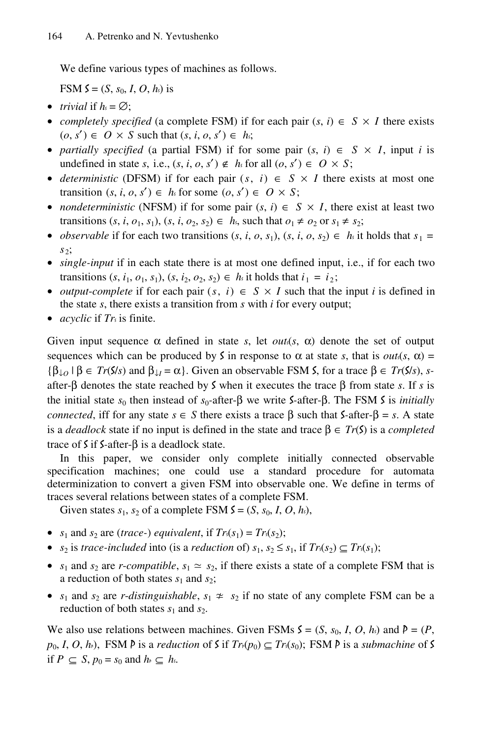We define various types of machines as follows.

FSM $\mathcal{S} = (S, s_0, I, O, h_\mathcal{S})$ is

- *trivial* if $h_\mathcal{S} = \varnothing$;
- *completely specified* (a complete FSM) if for each pair $(s, i) \in S \times I$ there exists $(o, s') \in O \times S$ such that $(s, i, o, s') \in h_\mathcal{S}$;
- *partially specified* (a partial FSM) if for some pair $(s, i) \in S \times I$, input $i$ is undefined in state $s$, i.e., $(s, i, o, s') \notin h_\mathcal{S}$ for all $(o, s') \in O \times S$;
- *deterministic* (DFSM) if for each pair $(s, i) \in S \times I$ there exists at most one transition $(s, i, o, s') \in h_\mathcal{S}$ for some $(o, s') \in O \times S$;
- *nondeterministic* (NFSM) if for some pair $(s, i) \in S \times I$, there exist at least two transitions $(s, i, o_1, s_1), (s, i, o_2, s_2) \in h_\mathcal{S}$, such that $o_1 \neq o_2$ or $s_1 \neq s_2$;
- *observable* if for each two transitions $(s, i, o, s_1), (s, i, o, s_2) \in h_\mathcal{S}$ it holds that $s_1 = s_2$;
- *single-input* if in each state there is at most one defined input, i.e., if for each two transitions $(s, i_1, o_1, s_1), (s, i_2, o_2, s_2) \in h_\mathcal{S}$ it holds that $i_1 = i_2$;
- *output-complete* if for each pair $(s, i) \in S \times I$ such that the input $i$ is defined in the state $s$, there exists a transition from $s$ with $i$ for every output;
- *acyclic* if $Tr_\mathcal{S}$ is finite.

Given input sequence $\alpha$ defined in state $s$, let $out_\mathcal{S}(s, \alpha)$ denote the set of output sequences which can be produced by $\mathcal{S}$ in response to $\alpha$ at state $s$, that is $out_\mathcal{S}(s, \alpha) = \{\beta_{\downarrow O} \mid \beta \in Tr(\mathcal{S}/s) \text{ and } \beta_{\downarrow I} = \alpha\}$. Given an observable FSM $\mathcal{S}$, for a trace $\beta \in Tr(\mathcal{S}/s)$, $s$-after-$\beta$ denotes the state reached by $\mathcal{S}$ when it executes the trace $\beta$ from state $s$. If $s$ is the initial state $s_0$ then instead of $s_0$-after-$\beta$ we write $\mathcal{S}$-after-$\beta$. The FSM $\mathcal{S}$ is *initially connected*, iff for any state $s \in S$ there exists a trace $\beta$ such that $\mathcal{S}$-after-$\beta = s$. A state is a *deadlock* state if no input is defined in the state and trace $\beta \in Tr(\mathcal{S})$ is a *completed* trace of $\mathcal{S}$ if $\mathcal{S}$-after-$\beta$ is a deadlock state.

In this paper, we consider only complete initially connected observable specification machines; one could use a standard procedure for automata determinization to convert a given FSM into observable one. We define in terms of traces several relations between states of a complete FSM.

Given states $s_1, s_2$ of a complete FSM $\mathcal{S} = (S, s_0, I, O, h_\mathcal{S})$,

- $s_1$ and $s_2$ are (*trace-*) *equivalent*, if $Tr_\mathcal{S}(s_1) = Tr_\mathcal{S}(s_2)$;
- $s_2$ is *trace-included* into (is a *reduction* of) $s_1$, $s_2 \leq s_1$, if $Tr_\mathcal{S}(s_2) \subseteq Tr_\mathcal{S}(s_1)$;
- $s_1$ and $s_2$ are *r-compatible*, $s_1 \simeq s_2$, if there exists a state of a complete FSM that is a reduction of both states $s_1$ and $s_2$;
- $s_1$ and $s_2$ are *r-distinguishable*, $s_1 \not\simeq s_2$ if no state of any complete FSM can be a reduction of both states $s_1$ and $s_2$.

We also use relations between machines. Given FSMs $\mathcal{S} = (S, s_0, I, O, h_\mathcal{S})$ and $\mathcal{P} = (P, p_0, I, O, h_\mathcal{P})$, FSM $\mathcal{P}$ is a *reduction* of $\mathcal{S}$ if $Tr_\mathcal{P}(p_0) \subseteq Tr_\mathcal{S}(s_0)$; FSM $\mathcal{P}$ is a *submachine* of $\mathcal{S}$ if $P \subseteq S$, $p_0 = s_0$ and $h_\mathcal{P} \subseteq h_\mathcal{S}$.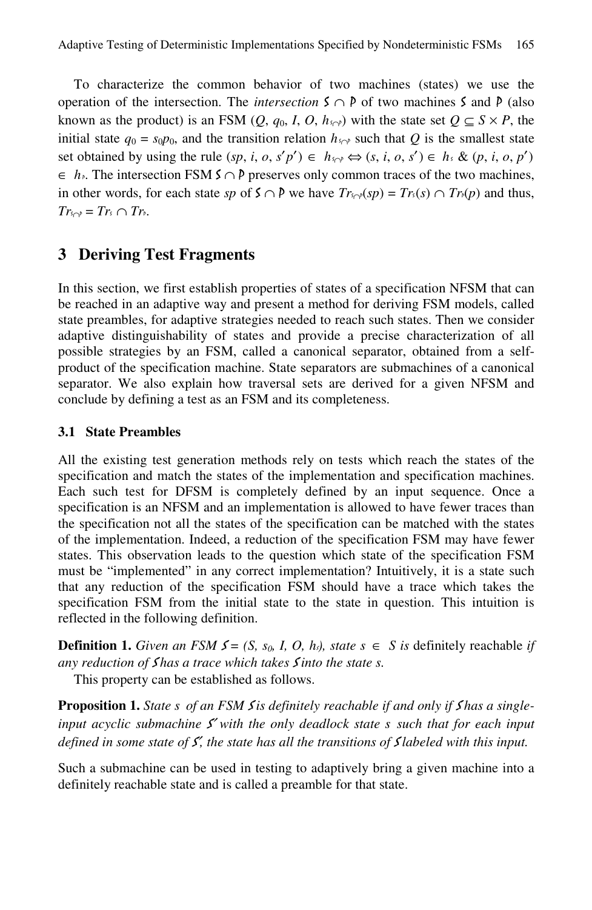To characterize the common behavior of two machines (states) we use the operation of the intersection. The *intersection* $\mathcal{S} \cap \mathcal{P}$ of two machines $\mathcal{S}$ and $\mathcal{P}$ (also known as the product) is an FSM ($Q$, $q_0$, $I$, $O$, $h_{\mathcal{S}\cap\mathcal{P}}$) with the state set $Q \subseteq S \times P$, the initial state $q_0 = s_0p_0$, and the transition relation $h_{\mathcal{S}\cap\mathcal{P}}$ such that $Q$ is the smallest state set obtained by using the rule $(sp, i, o, s'p') \in h_{\mathcal{S}\cap\mathcal{P}} \Leftrightarrow (s, i, o, s') \in h_{\mathcal{S}}$ & $(p, i, o, p') \in h_{\mathcal{P}}$. The intersection FSM $\mathcal{S} \cap \mathcal{P}$ preserves only common traces of the two machines, in other words, for each state $sp$ of $\mathcal{S} \cap \mathcal{P}$ we have $Tr_{\mathcal{S}\cap\mathcal{P}}(sp) = Tr_{\mathcal{S}}(s) \cap Tr_{\mathcal{P}}(p)$ and thus, $Tr_{\mathcal{S}\cap\mathcal{P}} = Tr_{\mathcal{S}} \cap Tr_{\mathcal{P}}$.

## 3 Deriving Test Fragments

In this section, we first establish properties of states of a specification NFSM that can be reached in an adaptive way and present a method for deriving FSM models, called state preambles, for adaptive strategies needed to reach such states. Then we consider adaptive distinguishability of states and provide a precise characterization of all possible strategies by an FSM, called a canonical separator, obtained from a self-product of the specification machine. State separators are submachines of a canonical separator. We also explain how traversal sets are derived for a given NFSM and conclude by defining a test as an FSM and its completeness.

### 3.1 State Preambles

All the existing test generation methods rely on tests which reach the states of the specification and match the states of the implementation and specification machines. Each such test for DFSM is completely defined by an input sequence. Once a specification is an NFSM and an implementation is allowed to have fewer traces than the specification not all the states of the specification can be matched with the states of the implementation. Indeed, a reduction of the specification FSM may have fewer states. This observation leads to the question which state of the specification FSM must be "implemented" in any correct implementation? Intuitively, it is a state such that any reduction of the specification FSM should have a trace which takes the specification FSM from the initial state to the state in question. This intuition is reflected in the following definition.

**Definition 1.** *Given an FSM $\mathcal{S} = (S, s_0, I, O, h_{\mathcal{S}})$, state $s \in S$ is* definitely reachable *if any reduction of $\mathcal{S}$ has a trace which takes $\mathcal{S}$ into the state $s$.*

This property can be established as follows.

**Proposition 1.** *State $s$ of an FSM $\mathcal{S}$ is definitely reachable if and only if $\mathcal{S}$ has a single-input acyclic submachine $\mathcal{S}'$ with the only deadlock state $s$ such that for each input defined in some state of $\mathcal{S}'$, the state has all the transitions of $\mathcal{S}$ labeled with this input.*

Such a submachine can be used in testing to adaptively bring a given machine into a definitely reachable state and is called a preamble for that state.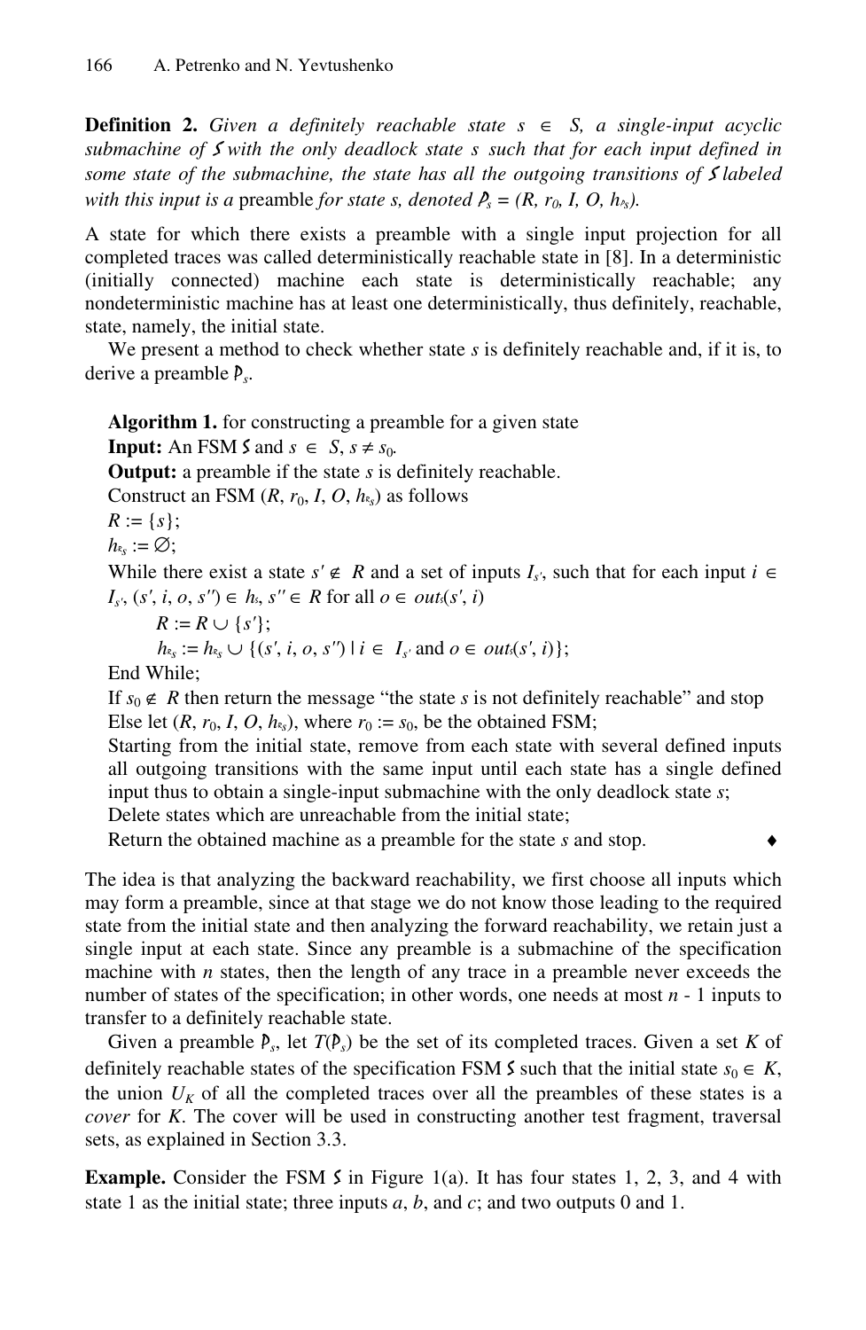**Definition 2.** *Given a definitely reachable state $s \in S$, a single-input acyclic submachine of $\mathcal{S}$ with the only deadlock state $s$ such that for each input defined in some state of the submachine, the state has all the outgoing transitions of $\mathcal{S}$ labeled with this input is a* preamble *for state s, denoted $\mathcal{P}_s = (R, r_0, I, O, h_{\mathcal{P}_s})$.*

A state for which there exists a preamble with a single input projection for all completed traces was called deterministically reachable state in [8]. In a deterministic (initially connected) machine each state is deterministically reachable; any nondeterministic machine has at least one deterministically, thus definitely, reachable, state, namely, the initial state.

We present a method to check whether state $s$ is definitely reachable and, if it is, to derive a preamble $\mathcal{P}_s$.

**Algorithm 1.** for constructing a preamble for a given state
**Input:** An FSM $\mathcal{S}$ and $s \in S$, $s \neq s_0$.
**Output:** a preamble if the state $s$ is definitely reachable.
Construct an FSM $(R, r_0, I, O, h_{\mathcal{R}_s})$ as follows
$R := \{s\}$;
$h_{\mathcal{R}_s} := \emptyset$;
While there exist a state $s' \notin R$ and a set of inputs $I_{s'}$, such that for each input $i \in I_{s'}$, $(s', i, o, s'') \in h_{\mathcal{S}}$, $s'' \in R$ for all $o \in out_{\mathcal{S}}(s', i)$
$R := R \cup \{s'\}$;
$h_{\mathcal{R}_s} := h_{\mathcal{R}_s} \cup \{(s', i, o, s'') \mid i \in I_{s'} \text{ and } o \in out_{\mathcal{S}}(s', i)\}$;
End While;
If $s_0 \notin R$ then return the message "the state $s$ is not definitely reachable" and stop
Else let $(R, r_0, I, O, h_{\mathcal{R}_s})$, where $r_0 := s_0$, be the obtained FSM;
Starting from the initial state, remove from each state with several defined inputs all outgoing transitions with the same input until each state has a single defined input thus to obtain a single-input submachine with the only deadlock state $s$;
Delete states which are unreachable from the initial state;
Return the obtained machine as a preamble for the state $s$ and stop. ♦

The idea is that analyzing the backward reachability, we first choose all inputs which may form a preamble, since at that stage we do not know those leading to the required state from the initial state and then analyzing the forward reachability, we retain just a single input at each state. Since any preamble is a submachine of the specification machine with $n$ states, then the length of any trace in a preamble never exceeds the number of states of the specification; in other words, one needs at most $n$ - 1 inputs to transfer to a definitely reachable state.

Given a preamble $\mathcal{P}_s$, let $T(\mathcal{P}_s)$ be the set of its completed traces. Given a set $K$ of definitely reachable states of the specification FSM $\mathcal{S}$ such that the initial state $s_0 \in K$, the union $U_K$ of all the completed traces over all the preambles of these states is a *cover* for $K$. The cover will be used in constructing another test fragment, traversal sets, as explained in Section 3.3.

**Example.** Consider the FSM $\mathcal{S}$ in Figure 1(a). It has four states 1, 2, 3, and 4 with state 1 as the initial state; three inputs $a$, $b$, and $c$; and two outputs 0 and 1.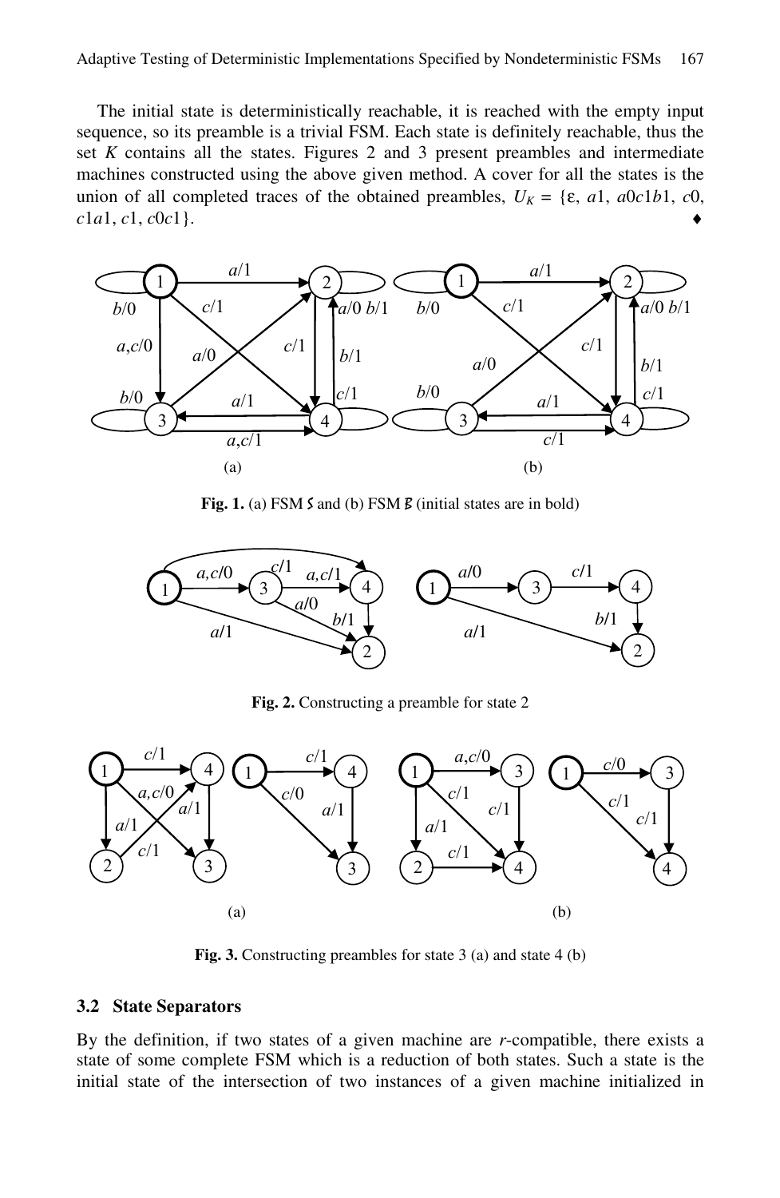The initial state is deterministically reachable, it is reached with the empty input sequence, so its preamble is a trivial FSM. Each state is definitely reachable, thus the set $K$ contains all the states. Figures 2 and 3 present preambles and intermediate machines constructed using the above given method. A cover for all the states is the union of all completed traces of the obtained preambles, $U_K = \{\varepsilon, a1, a0c1b1, c0, c1a1, c1, c0c1\}$. ♦

**Fig. 1.** (a) FSM $S$ and (b) FSM $B$ (initial states are in bold)

**Fig. 2.** Constructing a preamble for state 2

**Fig. 3.** Constructing preambles for state 3 (a) and state 4 (b)

### 3.2 State Separators

By the definition, if two states of a given machine are $r$-compatible, there exists a state of some complete FSM which is a reduction of both states. Such a state is the initial state of the intersection of two instances of a given machine initialized in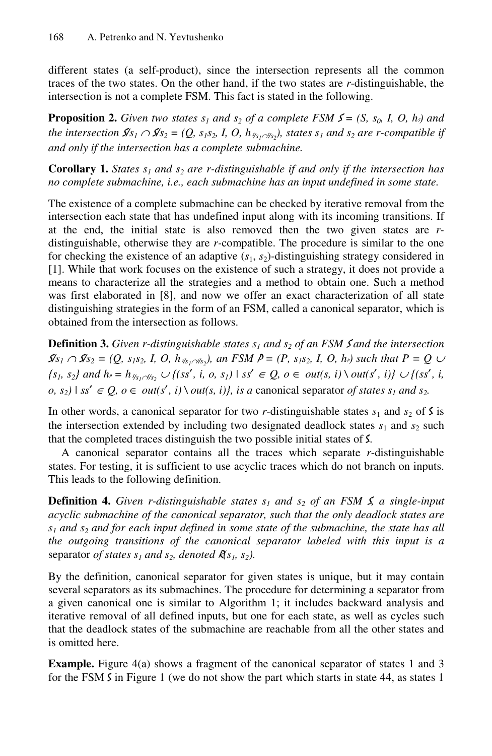different states (a self-product), since the intersection represents all the common traces of the two states. On the other hand, if the two states are *r*-distinguishable, the intersection is not a complete FSM. This fact is stated in the following.

**Proposition 2.** *Given two states $s_1$ and $s_2$ of a complete FSM $\mathcal{S} = (S, s_0, I, O, h_{\mathcal{S}})$ and the intersection $\mathcal{S}/s_1 \cap \mathcal{S}/s_2 = (Q, s_1s_2, I, O, h_{\mathcal{S}/s_1 \cap \mathcal{S}/s_2})$, states $s_1$ and $s_2$ are r-compatible if and only if the intersection has a complete submachine.*

**Corollary 1.** *States $s_1$ and $s_2$ are r-distinguishable if and only if the intersection has no complete submachine, i.e., each submachine has an input undefined in some state.*

The existence of a complete submachine can be checked by iterative removal from the intersection each state that has undefined input along with its incoming transitions. If at the end, the initial state is also removed then the two given states are *r*-distinguishable, otherwise they are *r*-compatible. The procedure is similar to the one for checking the existence of an adaptive ($s_1$, $s_2$)-distinguishing strategy considered in [1]. While that work focuses on the existence of such a strategy, it does not provide a means to characterize all the strategies and a method to obtain one. Such a method was first elaborated in [8], and now we offer an exact characterization of all state distinguishing strategies in the form of an FSM, called a canonical separator, which is obtained from the intersection as follows.

**Definition 3.** *Given r-distinguishable states $s_1$ and $s_2$ of an FSM $\mathcal{S}$ and the intersection $\mathcal{S}/s_1 \cap \mathcal{S}/s_2 = (Q, s_1s_2, I, O, h_{\mathcal{S}/s_1 \cap \mathcal{S}/s_2})$, an FSM $\mathcal{P} = (P, s_1s_2, I, O, h_{\mathcal{P}})$ such that $P = Q \cup \{s_1, s_2\}$ and $h_{\mathcal{P}} = h_{\mathcal{S}/s_1 \cap \mathcal{S}/s_2} \cup \{(ss', i, o, s_1) \mid ss' \in Q, o \in out(s, i) \setminus out(s', i)\} \cup \{(ss', i, o, s_2) \mid ss' \in Q, o \in out(s', i) \setminus out(s, i)\}$, is a* canonical separator *of states $s_1$ and $s_2$.*

In other words, a canonical separator for two *r*-distinguishable states $s_1$ and $s_2$ of $\mathcal{S}$ is the intersection extended by including two designated deadlock states $s_1$ and $s_2$ such that the completed traces distinguish the two possible initial states of $\mathcal{S}$.

A canonical separator contains all the traces which separate *r*-distinguishable states. For testing, it is sufficient to use acyclic traces which do not branch on inputs. This leads to the following definition.

**Definition 4.** *Given r-distinguishable states $s_1$ and $s_2$ of an FSM $\mathcal{S}$, a single-input acyclic submachine of the canonical separator, such that the only deadlock states are $s_1$ and $s_2$ and for each input defined in some state of the submachine, the state has all the outgoing transitions of the canonical separator labeled with this input is a* separator *of states $s_1$ and $s_2$, denoted $\mathcal{R}(s_1, s_2)$.*

By the definition, canonical separator for given states is unique, but it may contain several separators as its submachines. The procedure for determining a separator from a given canonical one is similar to Algorithm 1; it includes backward analysis and iterative removal of all defined inputs, but one for each state, as well as cycles such that the deadlock states of the submachine are reachable from all the other states and is omitted here.

**Example.** Figure 4(a) shows a fragment of the canonical separator of states 1 and 3 for the FSM $\mathcal{S}$ in Figure 1 (we do not show the part which starts in state 44, as states 1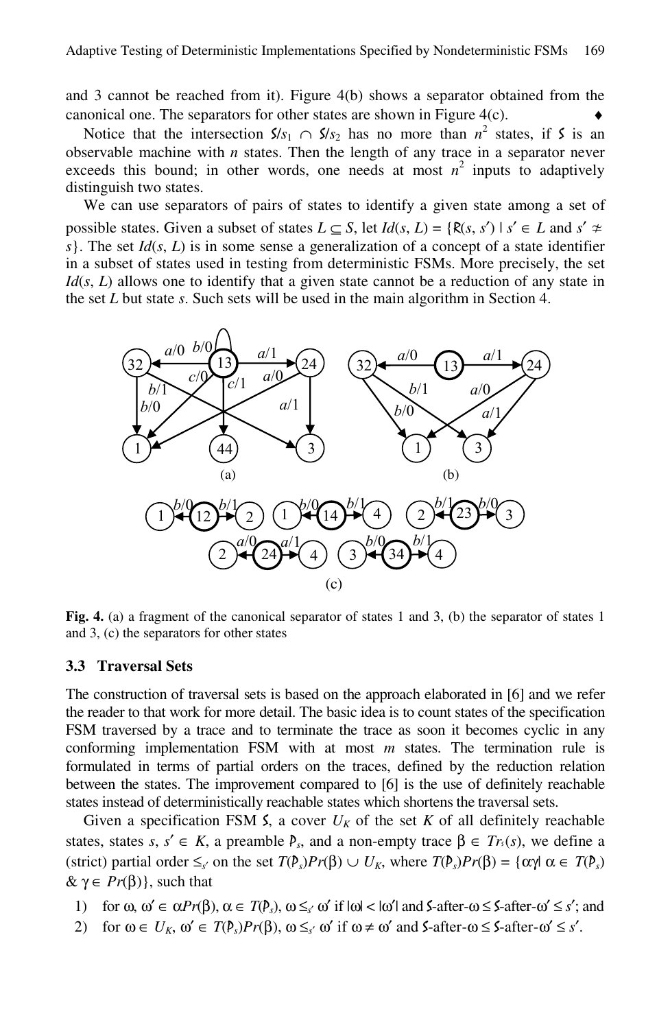and 3 cannot be reached from it). Figure 4(b) shows a separator obtained from the canonical one. The separators for other states are shown in Figure 4(c). ♦

Notice that the intersection $S/s_1 \cap S/s_2$ has no more than $n^2$ states, if $S$ is an observable machine with $n$ states. Then the length of any trace in a separator never exceeds this bound; in other words, one needs at most $n^2$ inputs to adaptively distinguish two states.

We can use separators of pairs of states to identify a given state among a set of possible states. Given a subset of states $L \subseteq S$, let $Id(s, L) = \{R(s, s') \mid s' \in L \text{ and } s' \not\simeq s\}$. The set $Id(s, L)$ is in some sense a generalization of a concept of a state identifier in a subset of states used in testing from deterministic FSMs. More precisely, the set $Id(s, L)$ allows one to identify that a given state cannot be a reduction of any state in the set $L$ but state $s$. Such sets will be used in the main algorithm in Section 4.

**Fig. 4.** (a) a fragment of the canonical separator of states 1 and 3, (b) the separator of states 1 and 3, (c) the separators for other states

### 3.3 Traversal Sets

The construction of traversal sets is based on the approach elaborated in [6] and we refer the reader to that work for more detail. The basic idea is to count states of the specification FSM traversed by a trace and to terminate the trace as soon as it becomes cyclic in any conforming implementation FSM with at most $m$ states. The termination rule is formulated in terms of partial orders on the traces, defined by the reduction relation between the states. The improvement compared to [6] is the use of definitely reachable states instead of deterministically reachable states which shortens the traversal sets.

Given a specification FSM $S$, a cover $U_K$ of the set $K$ of all definitely reachable states, states $s, s' \in K$, a preamble $P_s$, and a non-empty trace $\beta \in Tr_S(s)$, we define a (strict) partial order $\leq_{s'}$ on the set $T(P_s)Pr(\beta) \cup U_K$, where $T(P_s)Pr(\beta) = \{\alpha\gamma \mid \alpha \in T(P_s) \;\&\; \gamma \in Pr(\beta)\}$, such that

1) for $\omega, \omega' \in \alpha Pr(\beta)$, $\alpha \in T(P_s)$, $\omega \leq_{s'} \omega'$ if $|\omega| < |\omega'|$ and $S$-after-$\omega \leq S$-after-$\omega' \leq s'$; and
2) for $\omega \in U_K$, $\omega' \in T(P_s)Pr(\beta)$, $\omega \leq_{s'} \omega'$ if $\omega \neq \omega'$ and $S$-after-$\omega \leq S$-after-$\omega' \leq s'$.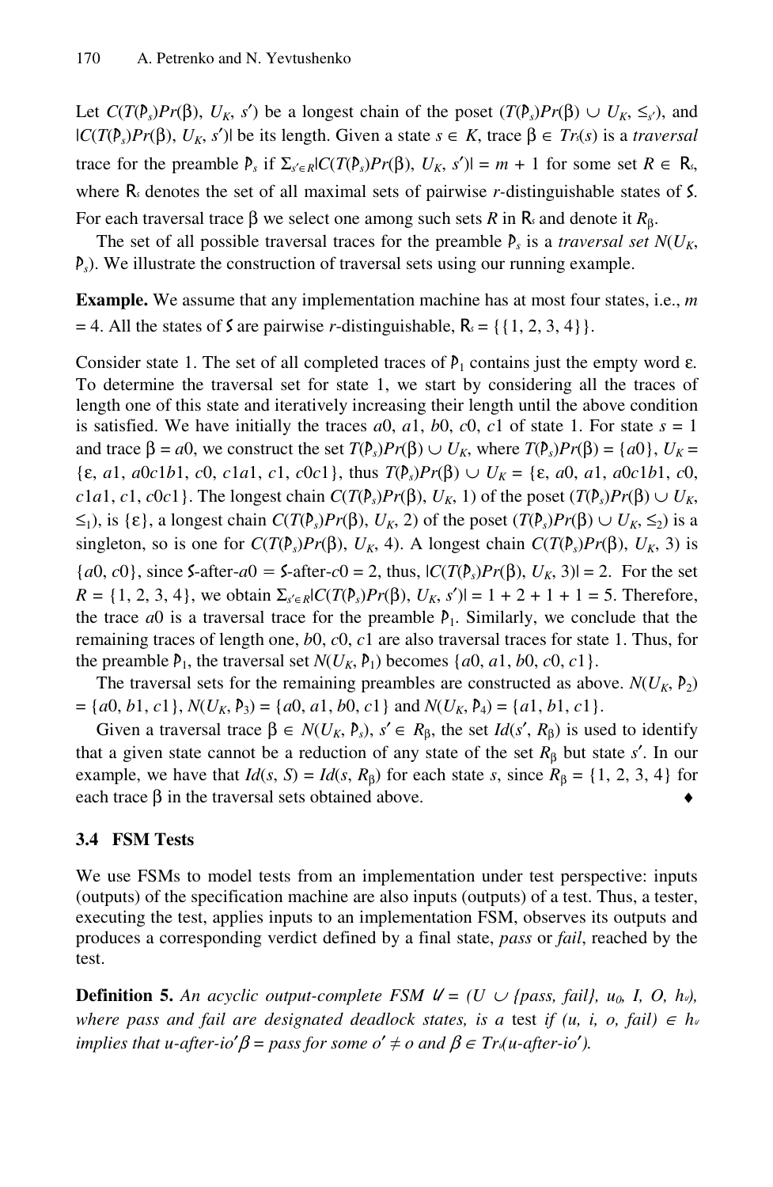Let $C(T(\mathcal{P}_s)Pr(\beta), U_K, s')$ be a longest chain of the poset $(T(\mathcal{P}_s)Pr(\beta) \cup U_K, \leq_{s'})$, and $|C(T(\mathcal{P}_s)Pr(\beta), U_K, s')|$ be its length. Given a state $s \in K$, trace $\beta \in Tr_S(s)$ is a *traversal* trace for the preamble $\mathcal{P}_s$ if $\Sigma_{s' \in R}|C(T(\mathcal{P}_s)Pr(\beta), U_K, s')| = m + 1$ for some set $R \in \mathsf{R}_S$, where $\mathsf{R}_S$ denotes the set of all maximal sets of pairwise *r*-distinguishable states of $\mathcal{S}$. For each traversal trace $\beta$ we select one among such sets $R$ in $\mathsf{R}_S$ and denote it $R_\beta$.

The set of all possible traversal traces for the preamble $\mathcal{P}_s$ is a *traversal set* $N(U_K, \mathcal{P}_s)$. We illustrate the construction of traversal sets using our running example.

**Example.** We assume that any implementation machine has at most four states, i.e., $m = 4$. All the states of $\mathcal{S}$ are pairwise *r*-distinguishable, $\mathsf{R}_S = \{\{1, 2, 3, 4\}\}$.

Consider state 1. The set of all completed traces of $\mathcal{P}_1$ contains just the empty word $\varepsilon$. To determine the traversal set for state 1, we start by considering all the traces of length one of this state and iteratively increasing their length until the above condition is satisfied. We have initially the traces $a0$, $a1$, $b0$, $c0$, $c1$ of state 1. For state $s = 1$ and trace $\beta = a0$, we construct the set $T(\mathcal{P}_s)Pr(\beta) \cup U_K$, where $T(\mathcal{P}_s)Pr(\beta) = \{a0\}$, $U_K = \{\varepsilon, a1, a0c1b1, c0, c1a1, c1, c0c1\}$, thus $T(\mathcal{P}_s)Pr(\beta) \cup U_K = \{\varepsilon, a0, a1, a0c1b1, c0, c1a1, c1, c0c1\}$. The longest chain $C(T(\mathcal{P}_s)Pr(\beta), U_K, 1)$ of the poset $(T(\mathcal{P}_s)Pr(\beta) \cup U_K, \leq_1)$, is $\{\varepsilon\}$, a longest chain $C(T(\mathcal{P}_s)Pr(\beta), U_K, 2)$ of the poset $(T(\mathcal{P}_s)Pr(\beta) \cup U_K, \leq_2)$ is a singleton, so is one for $C(T(\mathcal{P}_s)Pr(\beta), U_K, 4)$. A longest chain $C(T(\mathcal{P}_s)Pr(\beta), U_K, 3)$ is $\{a0, c0\}$, since $\mathcal{S}$-after-$a0$ = $\mathcal{S}$-after-$c0$ = 2, thus, $|C(T(\mathcal{P}_s)Pr(\beta), U_K, 3)| = 2$. For the set $R = \{1, 2, 3, 4\}$, we obtain $\Sigma_{s' \in R}|C(T(\mathcal{P}_s)Pr(\beta), U_K, s')| = 1 + 2 + 1 + 1 = 5$. Therefore, the trace $a0$ is a traversal trace for the preamble $\mathcal{P}_1$. Similarly, we conclude that the remaining traces of length one, $b0$, $c0$, $c1$ are also traversal traces for state 1. Thus, for the preamble $\mathcal{P}_1$, the traversal set $N(U_K, \mathcal{P}_1)$ becomes $\{a0, a1, b0, c0, c1\}$.

The traversal sets for the remaining preambles are constructed as above. $N(U_K, \mathcal{P}_2) = \{a0, b1, c1\}$, $N(U_K, \mathcal{P}_3) = \{a0, a1, b0, c1\}$ and $N(U_K, \mathcal{P}_4) = \{a1, b1, c1\}$.

Given a traversal trace $\beta \in N(U_K, \mathcal{P}_s)$, $s' \in R_\beta$, the set $Id(s', R_\beta)$ is used to identify that a given state cannot be a reduction of any state of the set $R_\beta$ but state $s'$. In our example, we have that $Id(s, S) = Id(s, R_\beta)$ for each state $s$, since $R_\beta = \{1, 2, 3, 4\}$ for each trace $\beta$ in the traversal sets obtained above. ♦

### 3.4 FSM Tests

We use FSMs to model tests from an implementation under test perspective: inputs (outputs) of the specification machine are also inputs (outputs) of a test. Thus, a tester, executing the test, applies inputs to an implementation FSM, observes its outputs and produces a corresponding verdict defined by a final state, *pass* or *fail*, reached by the test.

**Definition 5.** *An acyclic output-complete FSM* $\mathcal{U} = (U \cup \{pass, fail\}, u_0, I, O, h_\mathcal{U})$, *where pass and fail are designated deadlock states, is a* test *if* $(u, i, o, fail) \in h_\mathcal{U}$ *implies that* $u$-after-$io'\beta = pass$ *for some* $o' \neq o$ *and* $\beta \in Tr_\mathcal{U}(u\text{-after-}io')$.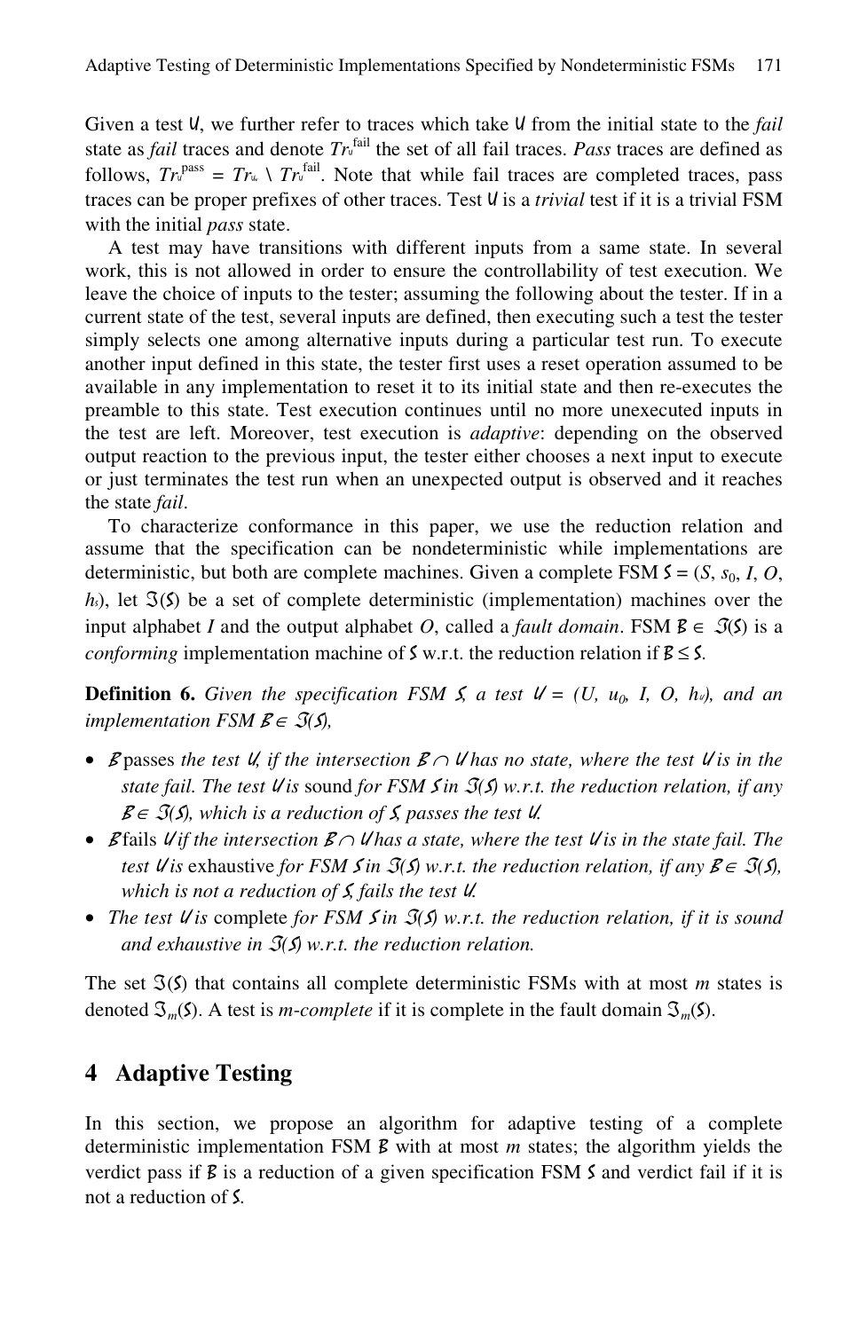Given a test $\mathcal{U}$, we further refer to traces which take $\mathcal{U}$ from the initial state to the *fail* state as *fail* traces and denote $Tr_{\mathcal{U}}^{\text{fail}}$ the set of all fail traces. *Pass* traces are defined as follows, $Tr_{\mathcal{U}}^{\text{pass}} = Tr_{u_0} \setminus Tr_{\mathcal{U}}^{\text{fail}}$. Note that while fail traces are completed traces, pass traces can be proper prefixes of other traces. Test $\mathcal{U}$ is a *trivial* test if it is a trivial FSM with the initial *pass* state.

A test may have transitions with different inputs from a same state. In several work, this is not allowed in order to ensure the controllability of test execution. We leave the choice of inputs to the tester; assuming the following about the tester. If in a current state of the test, several inputs are defined, then executing such a test the tester simply selects one among alternative inputs during a particular test run. To execute another input defined in this state, the tester first uses a reset operation assumed to be available in any implementation to reset it to its initial state and then re-executes the preamble to this state. Test execution continues until no more unexecuted inputs in the test are left. Moreover, test execution is *adaptive*: depending on the observed output reaction to the previous input, the tester either chooses a next input to execute or just terminates the test run when an unexpected output is observed and it reaches the state *fail*.

To characterize conformance in this paper, we use the reduction relation and assume that the specification can be nondeterministic while implementations are deterministic, but both are complete machines. Given a complete FSM $\mathcal{S} = (S, s_0, I, O, h_{\mathcal{S}})$, let $\Im(\mathcal{S})$ be a set of complete deterministic (implementation) machines over the input alphabet $I$ and the output alphabet $O$, called a *fault domain*. FSM $\mathcal{B} \in \Im(\mathcal{S})$ is a *conforming* implementation machine of $\mathcal{S}$ w.r.t. the reduction relation if $\mathcal{B} \leq \mathcal{S}$.

**Definition 6.** *Given the specification FSM $\mathcal{S}$, a test $\mathcal{U} = (U, u_0, I, O, h_{\mathcal{U}})$, and an implementation FSM $\mathcal{B} \in \Im(\mathcal{S})$,*

- $\mathcal{B}$ passes *the test $\mathcal{U}$, if the intersection $\mathcal{B} \cap \mathcal{U}$ has no state, where the test $\mathcal{U}$ is in the state fail. The test $\mathcal{U}$ is* sound *for FSM $\mathcal{S}$ in $\Im(\mathcal{S})$ w.r.t. the reduction relation, if any $\mathcal{B} \in \Im(\mathcal{S})$, which is a reduction of $\mathcal{S}$, passes the test $\mathcal{U}$.*
- $\mathcal{B}$ fails *$\mathcal{U}$ if the intersection $\mathcal{B} \cap \mathcal{U}$ has a state, where the test $\mathcal{U}$ is in the state fail. The test $\mathcal{U}$ is* exhaustive *for FSM $\mathcal{S}$ in $\Im(\mathcal{S})$ w.r.t. the reduction relation, if any $\mathcal{B} \in \Im(\mathcal{S})$, which is not a reduction of $\mathcal{S}$, fails the test $\mathcal{U}$.*
- *The test $\mathcal{U}$ is* complete *for FSM $\mathcal{S}$ in $\Im(\mathcal{S})$ w.r.t. the reduction relation, if it is sound and exhaustive in $\Im(\mathcal{S})$ w.r.t. the reduction relation.*

The set $\Im(\mathcal{S})$ that contains all complete deterministic FSMs with at most $m$ states is denoted $\Im_m(\mathcal{S})$. A test is *m-complete* if it is complete in the fault domain $\Im_m(\mathcal{S})$.

## 4 Adaptive Testing

In this section, we propose an algorithm for adaptive testing of a complete deterministic implementation FSM $\mathcal{B}$ with at most $m$ states; the algorithm yields the verdict pass if $\mathcal{B}$ is a reduction of a given specification FSM $\mathcal{S}$ and verdict fail if it is not a reduction of $\mathcal{S}$.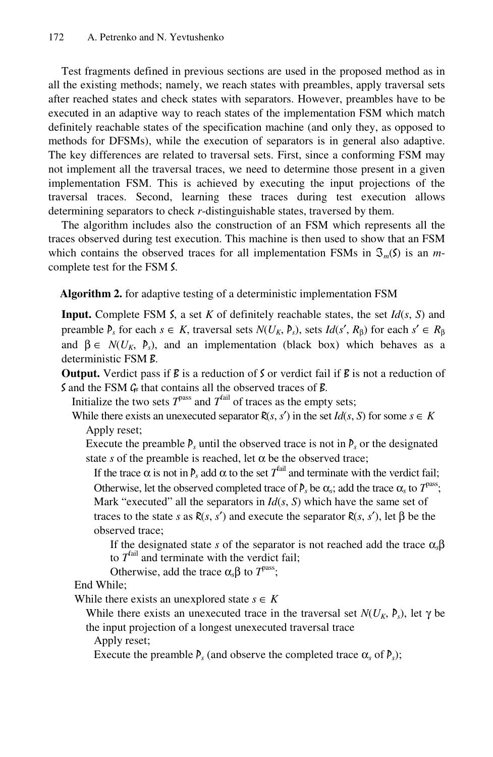Test fragments defined in previous sections are used in the proposed method as in all the existing methods; namely, we reach states with preambles, apply traversal sets after reached states and check states with separators. However, preambles have to be executed in an adaptive way to reach states of the implementation FSM which match definitely reachable states of the specification machine (and only they, as opposed to methods for DFSMs), while the execution of separators is in general also adaptive. The key differences are related to traversal sets. First, since a conforming FSM may not implement all the traversal traces, we need to determine those present in a given implementation FSM. This is achieved by executing the input projections of the traversal traces. Second, learning these traces during test execution allows determining separators to check *r*-distinguishable states, traversed by them.

The algorithm includes also the construction of an FSM which represents all the traces observed during test execution. This machine is then used to show that an FSM which contains the observed traces for all implementation FSMs in $\Im_m(\mathcal{S})$ is an *m*-complete test for the FSM $\mathcal{S}$.

**Algorithm 2.** for adaptive testing of a deterministic implementation FSM

**Input.** Complete FSM $\mathcal{S}$, a set $K$ of definitely reachable states, the set $Id(s, S)$ and preamble $\mathcal{P}_s$ for each $s \in K$, traversal sets $N(U_K, \mathcal{P}_s)$, sets $Id(s', R_\beta)$ for each $s' \in R_\beta$ and $\beta \in N(U_K, \mathcal{P}_s)$, and an implementation (black box) which behaves as a deterministic FSM $\mathcal{B}$.

**Output.** Verdict pass if $\mathcal{B}$ is a reduction of $\mathcal{S}$ or verdict fail if $\mathcal{B}$ is not a reduction of $\mathcal{S}$ and the FSM $\mathcal{G}_\mathcal{B}$ that contains all the observed traces of $\mathcal{B}$.

Initialize the two sets $T^{\text{pass}}$ and $T^{\text{fail}}$ of traces as the empty sets;

While there exists an unexecuted separator $\mathcal{R}(s, s')$ in the set $Id(s, S)$ for some $s \in K$

  Apply reset;

  Execute the preamble $\mathcal{P}_s$ until the observed trace is not in $\mathcal{P}_s$ or the designated state $s$ of the preamble is reached, let $\alpha$ be the observed trace;

    If the trace $\alpha$ is not in $\mathcal{P}_s$ add $\alpha$ to the set $T^{\text{fail}}$ and terminate with the verdict fail;

    Otherwise, let the observed completed trace of $\mathcal{P}_s$ be $\alpha_s$; add the trace $\alpha_s$ to $T^{\text{pass}}$;

    Mark "executed" all the separators in $Id(s, S)$ which have the same set of traces to the state $s$ as $\mathcal{R}(s, s')$ and execute the separator $\mathcal{R}(s, s')$, let $\beta$ be the observed trace;

      If the designated state $s$ of the separator is not reached add the trace $\alpha_s\beta$ to $T^{\text{fail}}$ and terminate with the verdict fail;

      Otherwise, add the trace $\alpha_s\beta$ to $T^{\text{pass}}$;

End While;

While there exists an unexplored state $s \in K$

  While there exists an unexecuted trace in the traversal set $N(U_K, \mathcal{P}_s)$, let $\gamma$ be the input projection of a longest unexecuted traversal trace

    Apply reset;

    Execute the preamble $\mathcal{P}_s$ (and observe the completed trace $\alpha_s$ of $\mathcal{P}_s$);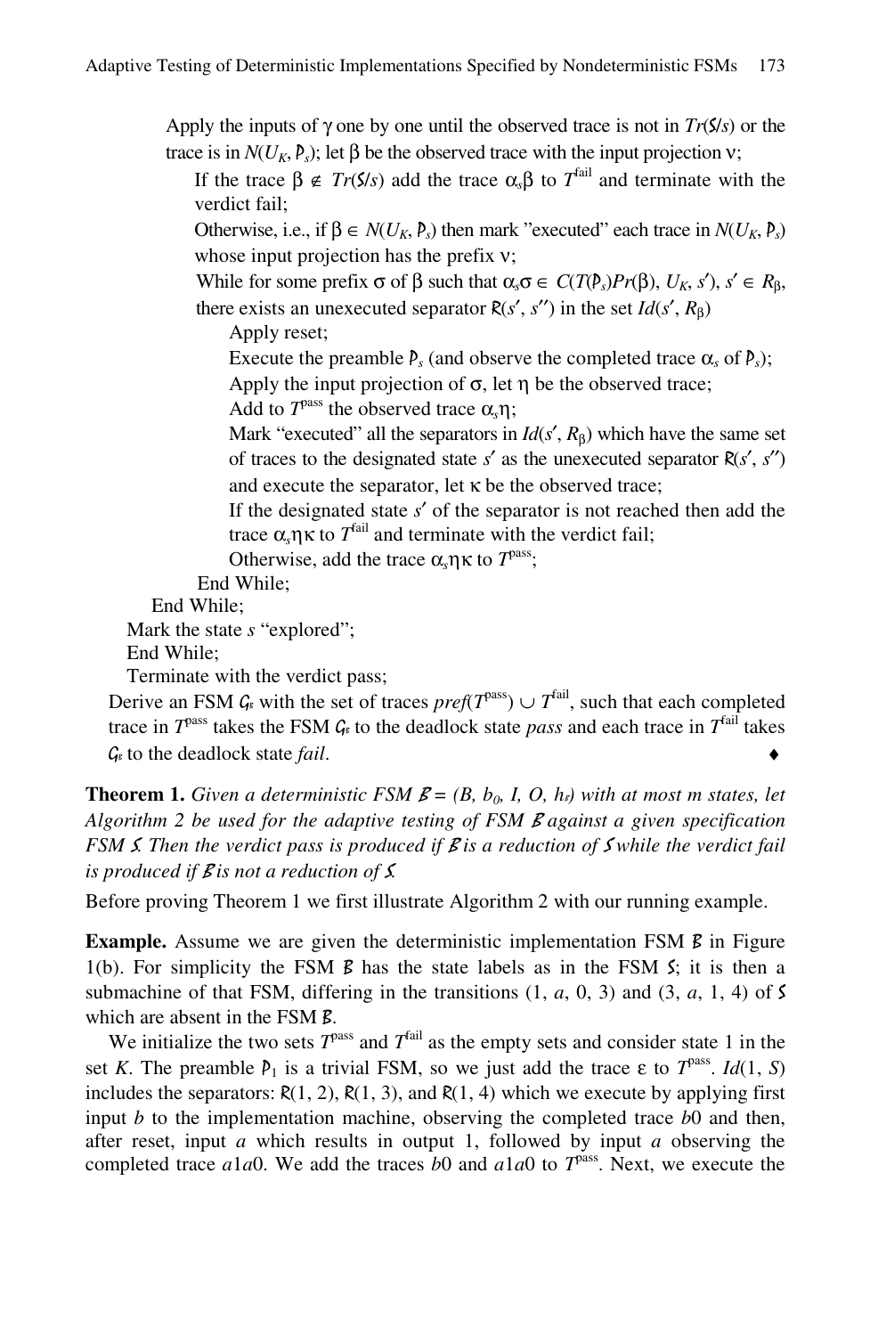Apply the inputs of $\gamma$ one by one until the observed trace is not in $Tr(S/s)$ or the trace is in $N(U_K, P_s)$; let $\beta$ be the observed trace with the input projection $\nu$;

If the trace $\beta \notin Tr(S/s)$ add the trace $\alpha_s\beta$ to $T^{\text{fail}}$ and terminate with the verdict fail;

Otherwise, i.e., if $\beta \in N(U_K, P_s)$ then mark "executed" each trace in $N(U_K, P_s)$ whose input projection has the prefix $\nu$;

While for some prefix $\sigma$ of $\beta$ such that $\alpha_s\sigma \in C(T(P_s)Pr(\beta), U_K, s')$, $s' \in R_\beta$, there exists an unexecuted separator $R(s', s'')$ in the set $Id(s', R_\beta)$

Apply reset;

Execute the preamble $P_s$ (and observe the completed trace $\alpha_s$ of $P_s$);

Apply the input projection of $\sigma$, let $\eta$ be the observed trace;

Add to $T^{\text{pass}}$ the observed trace $\alpha_s\eta$;

Mark "executed" all the separators in $Id(s', R_\beta)$ which have the same set of traces to the designated state $s'$ as the unexecuted separator $R(s', s'')$ and execute the separator, let $\kappa$ be the observed trace;

If the designated state $s'$ of the separator is not reached then add the trace $\alpha_s\eta\kappa$ to $T^{\text{fail}}$ and terminate with the verdict fail;

Otherwise, add the trace $\alpha_s\eta\kappa$ to $T^{\text{pass}}$;

End While;

End While;

Mark the state $s$ "explored";

End While;

Terminate with the verdict pass;

Derive an FSM $G_B$ with the set of traces $pref(T^{\text{pass}}) \cup T^{\text{fail}}$, such that each completed trace in $T^{\text{pass}}$ takes the FSM $G_B$ to the deadlock state *pass* and each trace in $T^{\text{fail}}$ takes $G_B$ to the deadlock state *fail*. ♦

**Theorem 1.** *Given a deterministic FSM $B = (B, b_0, I, O, h_B)$ with at most m states, let Algorithm 2 be used for the adaptive testing of FSM $B$ against a given specification FSM $S$. Then the verdict pass is produced if $B$ is a reduction of $S$ while the verdict fail is produced if $B$ is not a reduction of $S$.*

Before proving Theorem 1 we first illustrate Algorithm 2 with our running example.

**Example.** Assume we are given the deterministic implementation FSM $B$ in Figure 1(b). For simplicity the FSM $B$ has the state labels as in the FSM $S$; it is then a submachine of that FSM, differing in the transitions (1, *a*, 0, 3) and (3, *a*, 1, 4) of $S$ which are absent in the FSM $B$.

We initialize the two sets $T^{\text{pass}}$ and $T^{\text{fail}}$ as the empty sets and consider state 1 in the set $K$. The preamble $P_1$ is a trivial FSM, so we just add the trace $\varepsilon$ to $T^{\text{pass}}$. $Id(1, S)$ includes the separators: $R(1, 2)$, $R(1, 3)$, and $R(1, 4)$ which we execute by applying first input *b* to the implementation machine, observing the completed trace *b*0 and then, after reset, input *a* which results in output 1, followed by input *a* observing the completed trace *a*1*a*0. We add the traces *b*0 and *a*1*a*0 to $T^{\text{pass}}$. Next, we execute the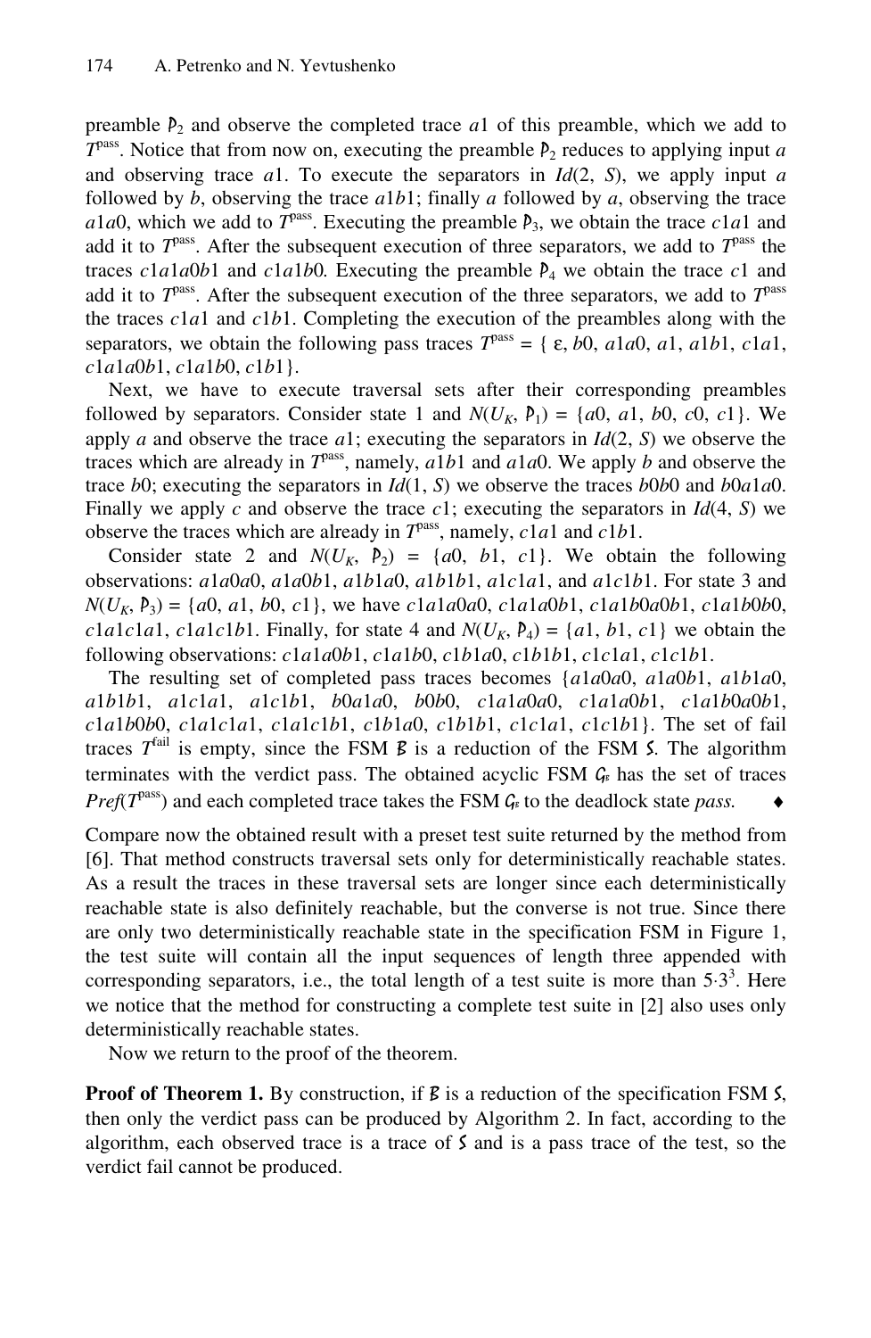preamble $\mathcal{P}_2$ and observe the completed trace $a1$ of this preamble, which we add to $T^{\text{pass}}$. Notice that from now on, executing the preamble $\mathcal{P}_2$ reduces to applying input $a$ and observing trace $a1$. To execute the separators in $Id(2, S)$, we apply input $a$ followed by $b$, observing the trace $a1b1$; finally $a$ followed by $a$, observing the trace $a1a0$, which we add to $T^{\text{pass}}$. Executing the preamble $\mathcal{P}_3$, we obtain the trace $c1a1$ and add it to $T^{\text{pass}}$. After the subsequent execution of three separators, we add to $T^{\text{pass}}$ the traces $c1a1a0b1$ and $c1a1b0$. Executing the preamble $\mathcal{P}_4$ we obtain the trace $c1$ and add it to $T^{\text{pass}}$. After the subsequent execution of the three separators, we add to $T^{\text{pass}}$ the traces $c1a1$ and $c1b1$. Completing the execution of the preambles along with the separators, we obtain the following pass traces $T^{\text{pass}} = \{ \varepsilon, b0, a1a0, a1, a1b1, c1a1, c1a1a0b1, c1a1b0, c1b1\}$.

Next, we have to execute traversal sets after their corresponding preambles followed by separators. Consider state 1 and $N(U_K, \mathcal{P}_1) = \{a0, a1, b0, c0, c1\}$. We apply $a$ and observe the trace $a1$; executing the separators in $Id(2, S)$ we observe the traces which are already in $T^{\text{pass}}$, namely, $a1b1$ and $a1a0$. We apply $b$ and observe the trace $b0$; executing the separators in $Id(1, S)$ we observe the traces $b0b0$ and $b0a1a0$. Finally we apply $c$ and observe the trace $c1$; executing the separators in $Id(4, S)$ we observe the traces which are already in $T^{\text{pass}}$, namely, $c1a1$ and $c1b1$.

Consider state 2 and $N(U_K, \mathcal{P}_2) = \{a0, b1, c1\}$. We obtain the following observations: $a1a0a0$, $a1a0b1$, $a1b1a0$, $a1b1b1$, $a1c1a1$, and $a1c1b1$. For state 3 and $N(U_K, \mathcal{P}_3) = \{a0, a1, b0, c1\}$, we have $c1a1a0a0$, $c1a1a0b1$, $c1a1b0a0b1$, $c1a1b0b0$, $c1a1c1a1$, $c1a1c1b1$. Finally, for state 4 and $N(U_K, \mathcal{P}_4) = \{a1, b1, c1\}$ we obtain the following observations: $c1a1a0b1$, $c1a1b0$, $c1b1a0$, $c1b1b1$, $c1c1a1$, $c1c1b1$.

The resulting set of completed pass traces becomes $\{a1a0a0$, $a1a0b1$, $a1b1a0$, $a1b1b1$, $a1c1a1$, $a1c1b1$, $b0a1a0$, $b0b0$, $c1a1a0a0$, $c1a1a0b1$, $c1a1b0a0b1$, $c1a1b0b0$, $c1a1c1a1$, $c1a1c1b1$, $c1b1a0$, $c1b1b1$, $c1c1a1$, $c1c1b1\}$. The set of fail traces $T^{\text{fail}}$ is empty, since the FSM $\mathcal{B}$ is a reduction of the FSM $\mathcal{S}$. The algorithm terminates with the verdict pass. The obtained acyclic FSM $\mathcal{G}_{\mathcal{B}}$ has the set of traces $Pref(T^{\text{pass}})$ and each completed trace takes the FSM $\mathcal{G}_{\mathcal{B}}$ to the deadlock state *pass.* ♦

Compare now the obtained result with a preset test suite returned by the method from [6]. That method constructs traversal sets only for deterministically reachable states. As a result the traces in these traversal sets are longer since each deterministically reachable state is also definitely reachable, but the converse is not true. Since there are only two deterministically reachable state in the specification FSM in Figure 1, the test suite will contain all the input sequences of length three appended with corresponding separators, i.e., the total length of a test suite is more than $5 \cdot 3^3$. Here we notice that the method for constructing a complete test suite in [2] also uses only deterministically reachable states.

Now we return to the proof of the theorem.

**Proof of Theorem 1.** By construction, if $\mathcal{B}$ is a reduction of the specification FSM $\mathcal{S}$, then only the verdict pass can be produced by Algorithm 2. In fact, according to the algorithm, each observed trace is a trace of $\mathcal{S}$ and is a pass trace of the test, so the verdict fail cannot be produced.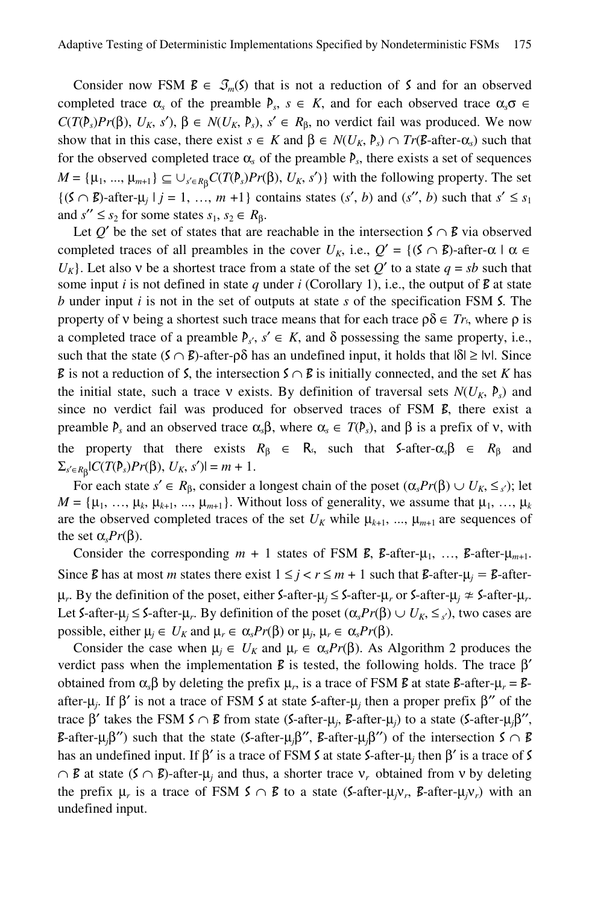Consider now FSM $\mathcal{B} \in \mathfrak{I}_m(\mathcal{S})$ that is not a reduction of $\mathcal{S}$ and for an observed completed trace $\alpha_s$ of the preamble $\mathcal{P}_s$, $s \in K$, and for each observed trace $\alpha_s\sigma \in C(T(\mathcal{P}_s)Pr(\beta), U_K, s')$, $\beta \in N(U_K, \mathcal{P}_s)$, $s' \in R_\beta$, no verdict fail was produced. We now show that in this case, there exist $s \in K$ and $\beta \in N(U_K, \mathcal{P}_s) \cap Tr(\mathcal{B}\text{-after-}\alpha_s)$ such that for the observed completed trace $\alpha_s$ of the preamble $\mathcal{P}_s$, there exists a set of sequences $M = \{\mu_1, ..., \mu_{m+1}\} \subseteq \cup_{s' \in R_\beta} C(T(\mathcal{P}_s)Pr(\beta), U_K, s')\}$ with the following property. The set $\{(\mathcal{S} \cap \mathcal{B})\text{-after-}\mu_j \mid j = 1, \ldots, m+1\}$ contains states $(s', b)$ and $(s'', b)$ such that $s' \le s_1$ and $s'' \le s_2$ for some states $s_1, s_2 \in R_\beta$.

Let $Q'$ be the set of states that are reachable in the intersection $\mathcal{S} \cap \mathcal{B}$ via observed completed traces of all preambles in the cover $U_K$, i.e., $Q' = \{(\mathcal{S} \cap \mathcal{B})\text{-after-}\alpha \mid \alpha \in U_K\}$. Let also $\nu$ be a shortest trace from a state of the set $Q'$ to a state $q = sb$ such that some input $i$ is not defined in state $q$ under $i$ (Corollary 1), i.e., the output of $\mathcal{B}$ at state $b$ under input $i$ is not in the set of outputs at state $s$ of the specification FSM $\mathcal{S}$. The property of $\nu$ being a shortest such trace means that for each trace $\rho\delta \in Tr_\mathcal{S}$, where $\rho$ is a completed trace of a preamble $\mathcal{P}_{s'}$, $s' \in K$, and $\delta$ possessing the same property, i.e., such that the state $(\mathcal{S} \cap \mathcal{B})\text{-after-}\rho\delta$ has an undefined input, it holds that $|\delta| \ge |\nu|$. Since $\mathcal{B}$ is not a reduction of $\mathcal{S}$, the intersection $\mathcal{S} \cap \mathcal{B}$ is initially connected, and the set $K$ has the initial state, such a trace $\nu$ exists. By definition of traversal sets $N(U_K, \mathcal{P}_s)$ and since no verdict fail was produced for observed traces of FSM $\mathcal{B}$, there exist a preamble $\mathcal{P}_s$ and an observed trace $\alpha_s\beta$, where $\alpha_s \in T(\mathcal{P}_s)$, and $\beta$ is a prefix of $\nu$, with the property that there exists $R_\beta \in \mathsf{R}_\mathcal{S}$ such that $\mathcal{S}\text{-after-}\alpha_s\beta \in R_\beta$ and $\Sigma_{s' \in R_\beta}|C(T(\mathcal{P}_s)Pr(\beta), U_K, s')| = m + 1$.

For each state $s' \in R_\beta$, consider a longest chain of the poset $(\alpha_sPr(\beta) \cup U_K, \le_{s'})$; let $M = \{\mu_1, \ldots, \mu_k, \mu_{k+1}, ..., \mu_{m+1}\}$. Without loss of generality, we assume that $\mu_1, \ldots, \mu_k$ are the observed completed traces of the set $U_K$ while $\mu_{k+1}, ..., \mu_{m+1}$ are sequences of the set $\alpha_sPr(\beta)$.

Consider the corresponding $m + 1$ states of FSM $\mathcal{B}$, $\mathcal{B}\text{-after-}\mu_1, \ldots, \mathcal{B}\text{-after-}\mu_{m+1}$. Since $\mathcal{B}$ has at most $m$ states there exist $1 \le j < r \le m + 1$ such that $\mathcal{B}\text{-after-}\mu_j = \mathcal{B}\text{-after-}\mu_r$. By the definition of the poset, either $\mathcal{S}\text{-after-}\mu_j \le \mathcal{S}\text{-after-}\mu_r$ or $\mathcal{S}\text{-after-}\mu_j \not\simeq \mathcal{S}\text{-after-}\mu_r$. Let $\mathcal{S}\text{-after-}\mu_j \le \mathcal{S}\text{-after-}\mu_r$. By definition of the poset $(\alpha_sPr(\beta) \cup U_K, \le_{s'})$, two cases are possible, either $\mu_j \in U_K$ and $\mu_r \in \alpha_sPr(\beta)$ or $\mu_j, \mu_r \in \alpha_sPr(\beta)$.

Consider the case when $\mu_j \in U_K$ and $\mu_r \in \alpha_sPr(\beta)$. As Algorithm 2 produces the verdict pass when the implementation $\mathcal{B}$ is tested, the following holds. The trace $\beta'$ obtained from $\alpha_s\beta$ by deleting the prefix $\mu_r$, is a trace of FSM $\mathcal{B}$ at state $\mathcal{B}\text{-after-}\mu_r = \mathcal{B}\text{-after-}\mu_j$. If $\beta'$ is not a trace of FSM $\mathcal{S}$ at state $\mathcal{S}\text{-after-}\mu_j$ then a proper prefix $\beta''$ of the trace $\beta'$ takes the FSM $\mathcal{S} \cap \mathcal{B}$ from state $(\mathcal{S}\text{-after-}\mu_j, \mathcal{B}\text{-after-}\mu_j)$ to a state $(\mathcal{S}\text{-after-}\mu_j\beta'', \mathcal{B}\text{-after-}\mu_j\beta'')$ such that the state $(\mathcal{S}\text{-after-}\mu_j\beta'', \mathcal{B}\text{-after-}\mu_j\beta'')$ of the intersection $\mathcal{S} \cap \mathcal{B}$ has an undefined input. If $\beta'$ is a trace of FSM $\mathcal{S}$ at state $\mathcal{S}\text{-after-}\mu_j$ then $\beta'$ is a trace of $\mathcal{S} \cap \mathcal{B}$ at state $(\mathcal{S} \cap \mathcal{B})\text{-after-}\mu_j$ and thus, a shorter trace $\nu_r$ obtained from $\nu$ by deleting the prefix $\mu_r$ is a trace of FSM $\mathcal{S} \cap \mathcal{B}$ to a state $(\mathcal{S}\text{-after-}\mu_j\nu_r, \mathcal{B}\text{-after-}\mu_j\nu_r)$ with an undefined input.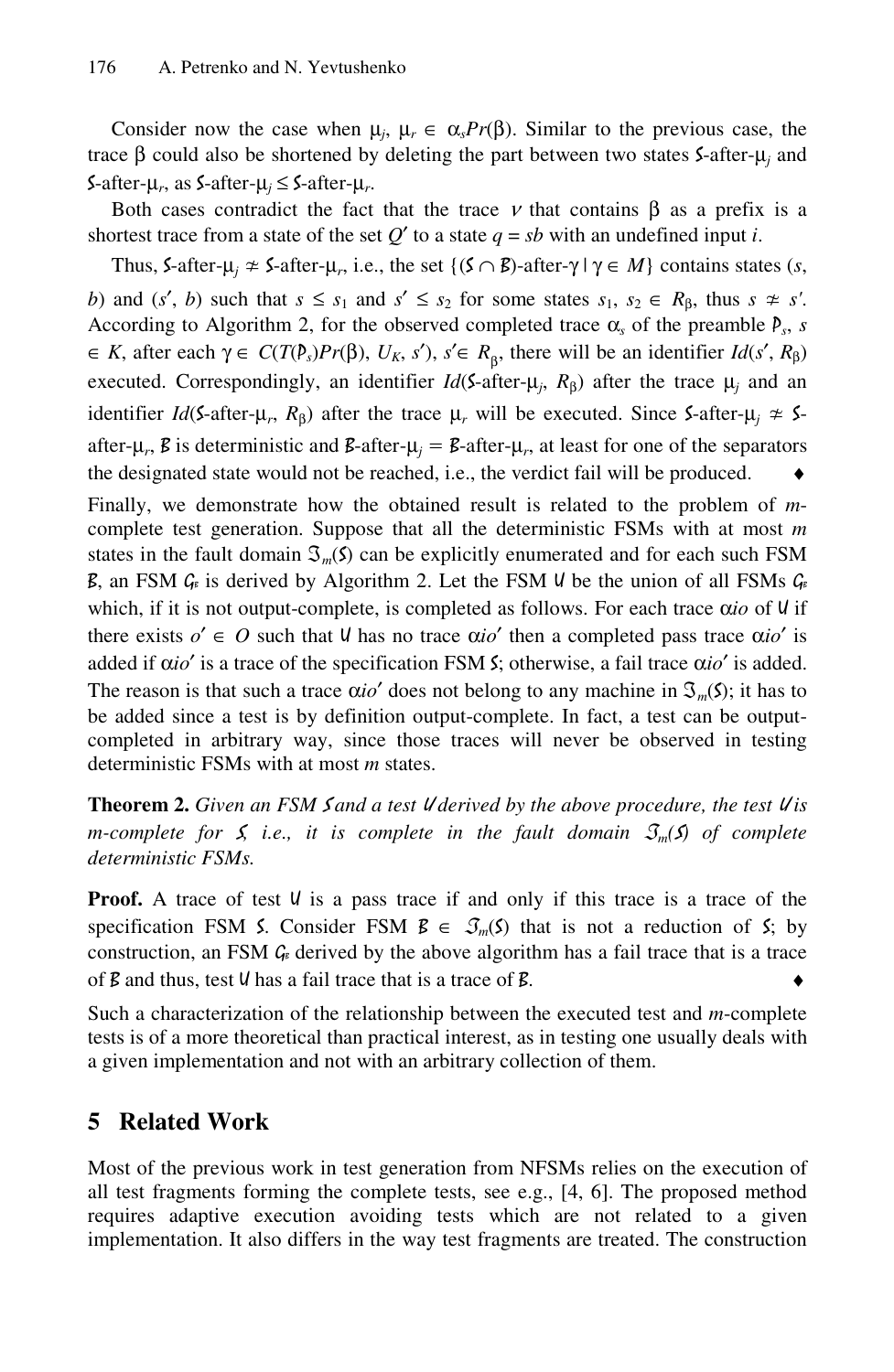Consider now the case when $\mu_j, \mu_r \in \alpha_s Pr(\beta)$. Similar to the previous case, the trace $\beta$ could also be shortened by deleting the part between two states $\mathcal{S}$-after-$\mu_j$ and $\mathcal{S}$-after-$\mu_r$, as $\mathcal{S}$-after-$\mu_j \leq \mathcal{S}$-after-$\mu_r$.

Both cases contradict the fact that the trace $\nu$ that contains $\beta$ as a prefix is a shortest trace from a state of the set $Q'$ to a state $q = sb$ with an undefined input $i$.

Thus, $\mathcal{S}$-after-$\mu_j \not\simeq \mathcal{S}$-after-$\mu_r$, i.e., the set $\{(\mathcal{S} \cap \mathcal{B})\text{-after-}\gamma \mid \gamma \in M\}$ contains states $(s, b)$ and $(s', b)$ such that $s \leq s_1$ and $s' \leq s_2$ for some states $s_1, s_2 \in R_\beta$, thus $s \not\simeq s'$. According to Algorithm 2, for the observed completed trace $\alpha_s$ of the preamble $\mathcal{P}_s$, $s \in K$, after each $\gamma \in C(T(\mathcal{P}_s)Pr(\beta), U_K, s')$, $s' \in R_\beta$, there will be an identifier $Id(s', R_\beta)$ executed. Correspondingly, an identifier $Id(\mathcal{S}\text{-after-}\mu_j, R_\beta)$ after the trace $\mu_j$ and an identifier $Id(\mathcal{S}\text{-after-}\mu_r, R_\beta)$ after the trace $\mu_r$ will be executed. Since $\mathcal{S}$-after-$\mu_j \not\simeq \mathcal{S}$-after-$\mu_r$, $\mathcal{B}$ is deterministic and $\mathcal{B}$-after-$\mu_j = \mathcal{B}$-after-$\mu_r$, at least for one of the separators the designated state would not be reached, i.e., the verdict fail will be produced. ♦

Finally, we demonstrate how the obtained result is related to the problem of $m$-complete test generation. Suppose that all the deterministic FSMs with at most $m$ states in the fault domain $\Im_m(\mathcal{S})$ can be explicitly enumerated and for each such FSM $\mathcal{B}$, an FSM $\mathcal{G}_\mathcal{B}$ is derived by Algorithm 2. Let the FSM $\mathcal{U}$ be the union of all FSMs $\mathcal{G}_\mathcal{B}$ which, if it is not output-complete, is completed as follows. For each trace $\alpha io$ of $\mathcal{U}$ if there exists $o' \in O$ such that $\mathcal{U}$ has no trace $\alpha io'$ then a completed pass trace $\alpha io'$ is added if $\alpha io'$ is a trace of the specification FSM $\mathcal{S}$; otherwise, a fail trace $\alpha io'$ is added. The reason is that such a trace $\alpha io'$ does not belong to any machine in $\Im_m(\mathcal{S})$; it has to be added since a test is by definition output-complete. In fact, a test can be output-completed in arbitrary way, since those traces will never be observed in testing deterministic FSMs with at most $m$ states.

**Theorem 2.** *Given an FSM $\mathcal{S}$ and a test $\mathcal{U}$ derived by the above procedure, the test $\mathcal{U}$ is m-complete for $\mathcal{S}$, i.e., it is complete in the fault domain $\Im_m(\mathcal{S})$ of complete deterministic FSMs.*

**Proof.** A trace of test $\mathcal{U}$ is a pass trace if and only if this trace is a trace of the specification FSM $\mathcal{S}$. Consider FSM $\mathcal{B} \in \Im_m(\mathcal{S})$ that is not a reduction of $\mathcal{S}$; by construction, an FSM $\mathcal{G}_\mathcal{B}$ derived by the above algorithm has a fail trace that is a trace of $\mathcal{B}$ and thus, test $\mathcal{U}$ has a fail trace that is a trace of $\mathcal{B}$. ♦

Such a characterization of the relationship between the executed test and $m$-complete tests is of a more theoretical than practical interest, as in testing one usually deals with a given implementation and not with an arbitrary collection of them.

## 5 Related Work

Most of the previous work in test generation from NFSMs relies on the execution of all test fragments forming the complete tests, see e.g., [4, 6]. The proposed method requires adaptive execution avoiding tests which are not related to a given implementation. It also differs in the way test fragments are treated. The construction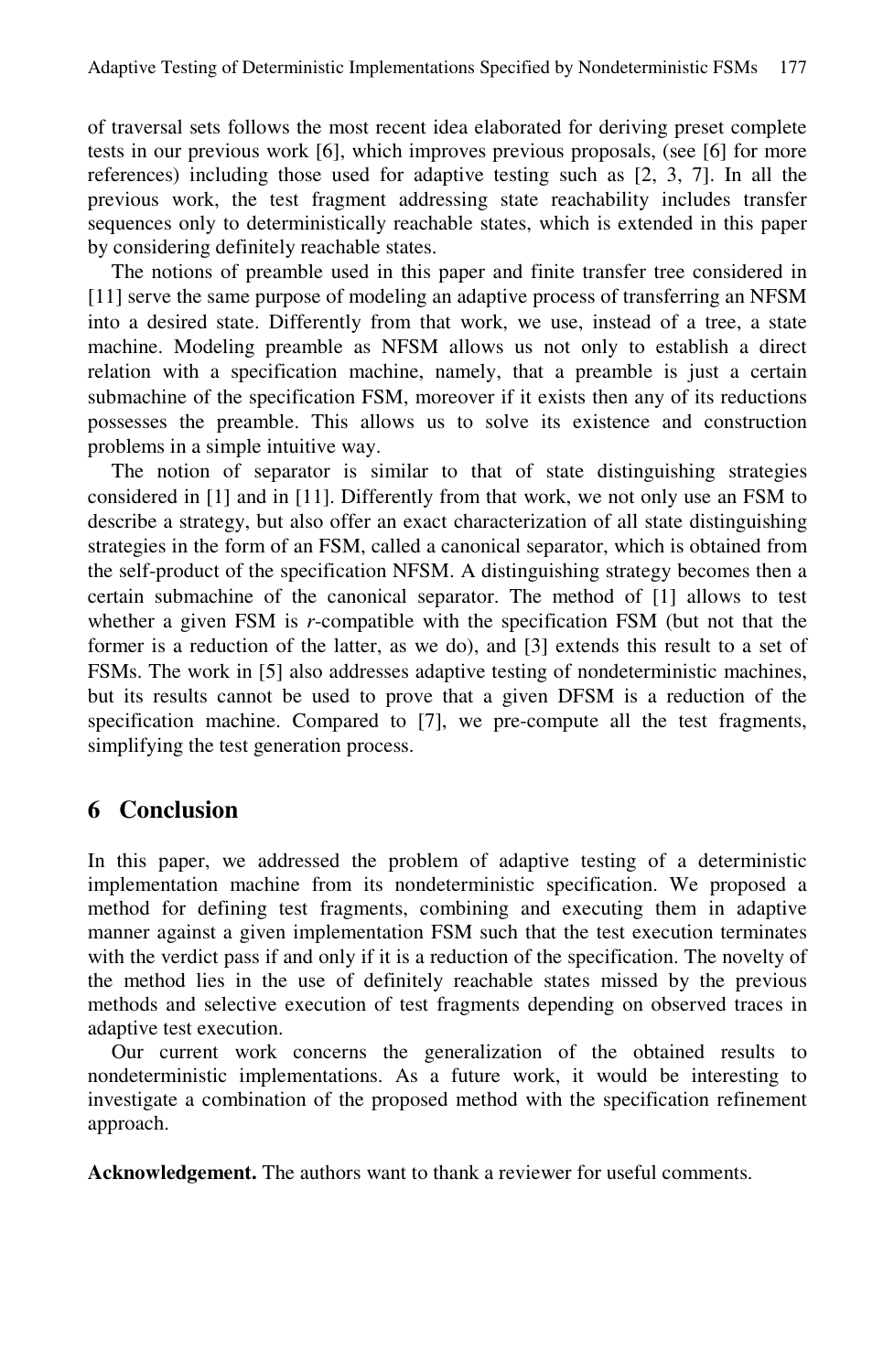of traversal sets follows the most recent idea elaborated for deriving preset complete tests in our previous work [6], which improves previous proposals, (see [6] for more references) including those used for adaptive testing such as [2, 3, 7]. In all the previous work, the test fragment addressing state reachability includes transfer sequences only to deterministically reachable states, which is extended in this paper by considering definitely reachable states.

The notions of preamble used in this paper and finite transfer tree considered in [11] serve the same purpose of modeling an adaptive process of transferring an NFSM into a desired state. Differently from that work, we use, instead of a tree, a state machine. Modeling preamble as NFSM allows us not only to establish a direct relation with a specification machine, namely, that a preamble is just a certain submachine of the specification FSM, moreover if it exists then any of its reductions possesses the preamble. This allows us to solve its existence and construction problems in a simple intuitive way.

The notion of separator is similar to that of state distinguishing strategies considered in [1] and in [11]. Differently from that work, we not only use an FSM to describe a strategy, but also offer an exact characterization of all state distinguishing strategies in the form of an FSM, called a canonical separator, which is obtained from the self-product of the specification NFSM. A distinguishing strategy becomes then a certain submachine of the canonical separator. The method of [1] allows to test whether a given FSM is *r*-compatible with the specification FSM (but not that the former is a reduction of the latter, as we do), and [3] extends this result to a set of FSMs. The work in [5] also addresses adaptive testing of nondeterministic machines, but its results cannot be used to prove that a given DFSM is a reduction of the specification machine. Compared to [7], we pre-compute all the test fragments, simplifying the test generation process.

## 6 Conclusion

In this paper, we addressed the problem of adaptive testing of a deterministic implementation machine from its nondeterministic specification. We proposed a method for defining test fragments, combining and executing them in adaptive manner against a given implementation FSM such that the test execution terminates with the verdict pass if and only if it is a reduction of the specification. The novelty of the method lies in the use of definitely reachable states missed by the previous methods and selective execution of test fragments depending on observed traces in adaptive test execution.

Our current work concerns the generalization of the obtained results to nondeterministic implementations. As a future work, it would be interesting to investigate a combination of the proposed method with the specification refinement approach.

**Acknowledgement.** The authors want to thank a reviewer for useful comments.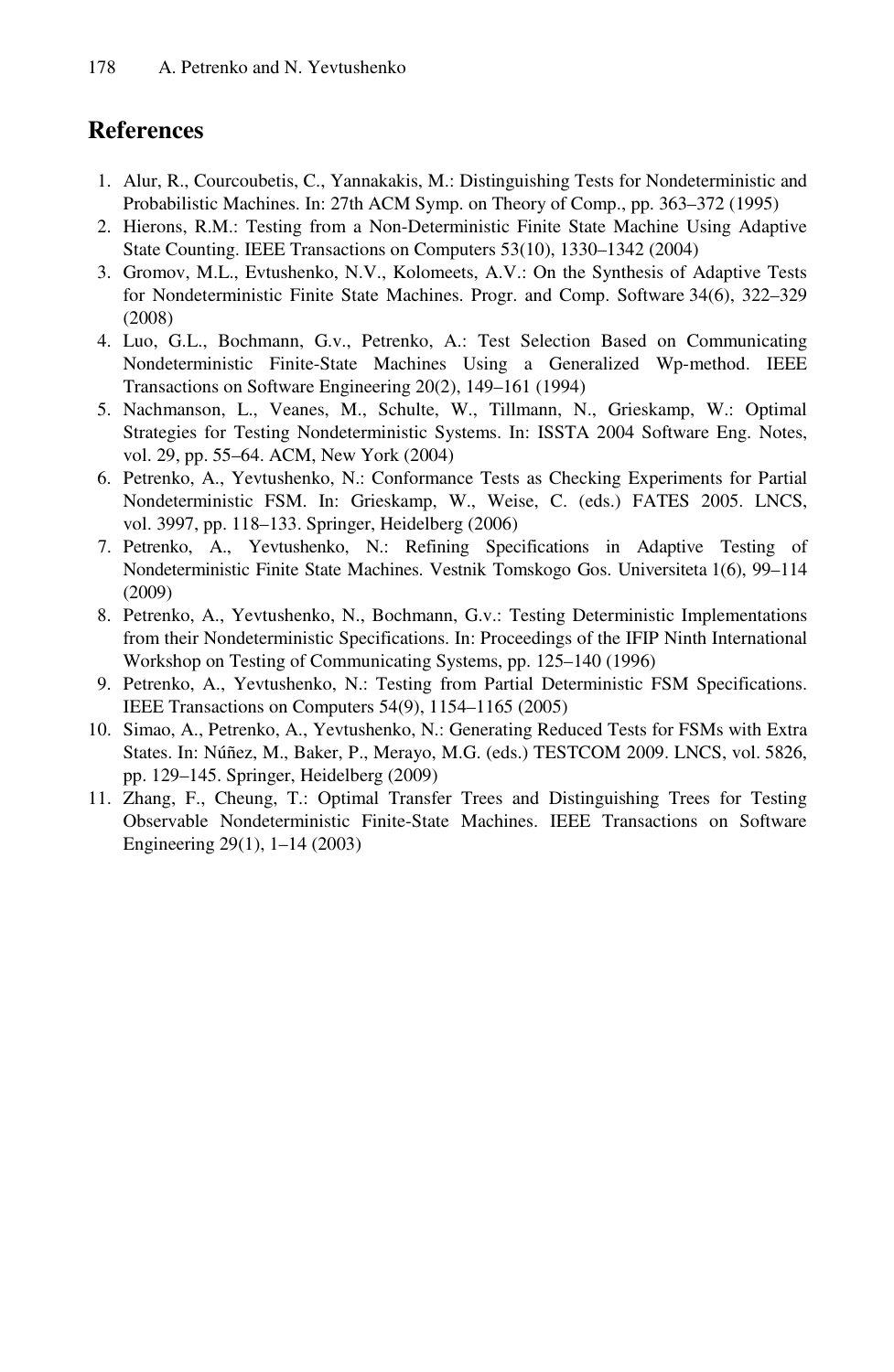## References

1. Alur, R., Courcoubetis, C., Yannakakis, M.: Distinguishing Tests for Nondeterministic and Probabilistic Machines. In: 27th ACM Symp. on Theory of Comp., pp. 363–372 (1995)
2. Hierons, R.M.: Testing from a Non-Deterministic Finite State Machine Using Adaptive State Counting. IEEE Transactions on Computers 53(10), 1330–1342 (2004)
3. Gromov, M.L., Evtushenko, N.V., Kolomeets, A.V.: On the Synthesis of Adaptive Tests for Nondeterministic Finite State Machines. Progr. and Comp. Software 34(6), 322–329 (2008)
4. Luo, G.L., Bochmann, G.v., Petrenko, A.: Test Selection Based on Communicating Nondeterministic Finite-State Machines Using a Generalized Wp-method. IEEE Transactions on Software Engineering 20(2), 149–161 (1994)
5. Nachmanson, L., Veanes, M., Schulte, W., Tillmann, N., Grieskamp, W.: Optimal Strategies for Testing Nondeterministic Systems. In: ISSTA 2004 Software Eng. Notes, vol. 29, pp. 55–64. ACM, New York (2004)
6. Petrenko, A., Yevtushenko, N.: Conformance Tests as Checking Experiments for Partial Nondeterministic FSM. In: Grieskamp, W., Weise, C. (eds.) FATES 2005. LNCS, vol. 3997, pp. 118–133. Springer, Heidelberg (2006)
7. Petrenko, A., Yevtushenko, N.: Refining Specifications in Adaptive Testing of Nondeterministic Finite State Machines. Vestnik Tomskogo Gos. Universiteta 1(6), 99–114 (2009)
8. Petrenko, A., Yevtushenko, N., Bochmann, G.v.: Testing Deterministic Implementations from their Nondeterministic Specifications. In: Proceedings of the IFIP Ninth International Workshop on Testing of Communicating Systems, pp. 125–140 (1996)
9. Petrenko, A., Yevtushenko, N.: Testing from Partial Deterministic FSM Specifications. IEEE Transactions on Computers 54(9), 1154–1165 (2005)
10. Simao, A., Petrenko, A., Yevtushenko, N.: Generating Reduced Tests for FSMs with Extra States. In: Núñez, M., Baker, P., Merayo, M.G. (eds.) TESTCOM 2009. LNCS, vol. 5826, pp. 129–145. Springer, Heidelberg (2009)
11. Zhang, F., Cheung, T.: Optimal Transfer Trees and Distinguishing Trees for Testing Observable Nondeterministic Finite-State Machines. IEEE Transactions on Software Engineering 29(1), 1–14 (2003)